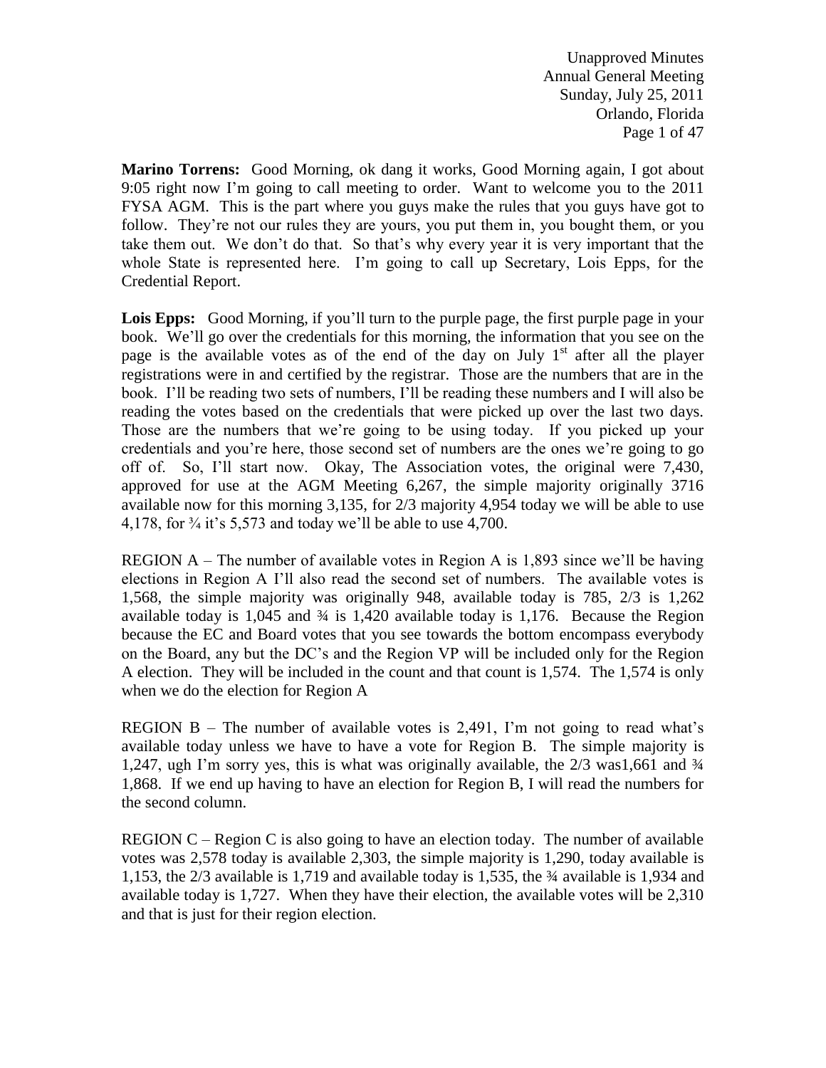**Marino Torrens:** Good Morning, ok dang it works, Good Morning again, I got about 9:05 right now I'm going to call meeting to order. Want to welcome you to the 2011 FYSA AGM. This is the part where you guys make the rules that you guys have got to follow. They're not our rules they are yours, you put them in, you bought them, or you take them out. We don't do that. So that's why every year it is very important that the whole State is represented here. I'm going to call up Secretary, Lois Epps, for the Credential Report.

**Lois Epps:** Good Morning, if you'll turn to the purple page, the first purple page in your book. We'll go over the credentials for this morning, the information that you see on the page is the available votes as of the end of the day on July 1st after all the player registrations were in and certified by the registrar. Those are the numbers that are in the book. I'll be reading two sets of numbers, I'll be reading these numbers and I will also be reading the votes based on the credentials that were picked up over the last two days. Those are the numbers that we're going to be using today. If you picked up your credentials and you're here, those second set of numbers are the ones we're going to go off of. So, I'll start now. Okay, The Association votes, the original were 7,430, approved for use at the AGM Meeting 6,267, the simple majority originally 3716 available now for this morning 3,135, for 2/3 majority 4,954 today we will be able to use 4,178, for ¾ it's 5,573 and today we'll be able to use 4,700.

REGION A – The number of available votes in Region A is 1,893 since we'll be having elections in Region A I'll also read the second set of numbers. The available votes is 1,568, the simple majority was originally 948, available today is 785, 2/3 is 1,262 available today is 1,045 and ¾ is 1,420 available today is 1,176. Because the Region because the EC and Board votes that you see towards the bottom encompass everybody on the Board, any but the DC's and the Region VP will be included only for the Region A election. They will be included in the count and that count is 1,574. The 1,574 is only when we do the election for Region A

REGION B – The number of available votes is 2,491, I'm not going to read what's available today unless we have to have a vote for Region B. The simple majority is 1,247, ugh I'm sorry yes, this is what was originally available, the 2/3 was1,661 and ¾ 1,868. If we end up having to have an election for Region B, I will read the numbers for the second column.

REGION C – Region C is also going to have an election today. The number of available votes was 2,578 today is available 2,303, the simple majority is 1,290, today available is 1,153, the 2/3 available is 1,719 and available today is 1,535, the ¾ available is 1,934 and available today is 1,727. When they have their election, the available votes will be 2,310 and that is just for their region election.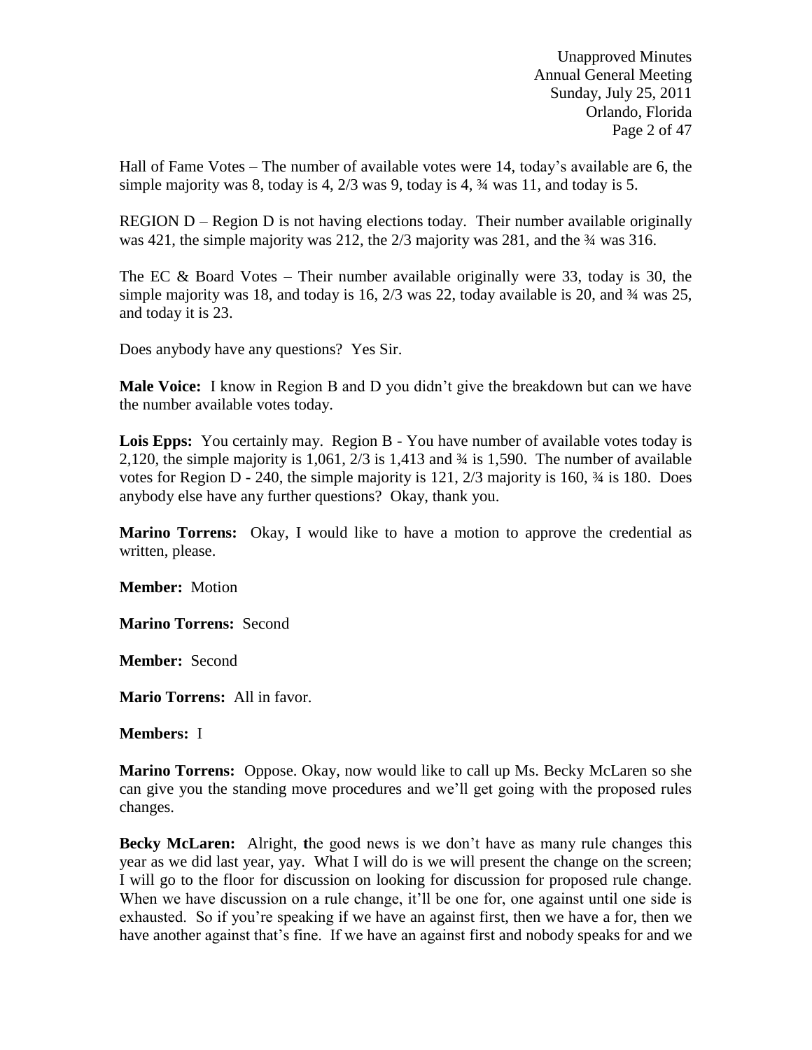Hall of Fame Votes – The number of available votes were 14, today's available are 6, the simple majority was 8, today is 4, 2/3 was 9, today is 4, ¾ was 11, and today is 5.

REGION D – Region D is not having elections today. Their number available originally was 421, the simple majority was 212, the 2/3 majority was 281, and the ¾ was 316.

The EC & Board Votes – Their number available originally were 33, today is 30, the simple majority was 18, and today is 16, 2/3 was 22, today available is 20, and ¾ was 25, and today it is 23.

Does anybody have any questions? Yes Sir.

**Male Voice:** I know in Region B and D you didn't give the breakdown but can we have the number available votes today.

**Lois Epps:** You certainly may. Region B - You have number of available votes today is 2,120, the simple majority is 1,061, 2/3 is 1,413 and ¾ is 1,590. The number of available votes for Region D - 240, the simple majority is 121, 2/3 majority is 160, ¾ is 180. Does anybody else have any further questions? Okay, thank you.

**Marino Torrens:** Okay, I would like to have a motion to approve the credential as written, please.

**Member:** Motion

**Marino Torrens:** Second

**Member:** Second

**Mario Torrens:** All in favor.

**Members:** I

**Marino Torrens:** Oppose. Okay, now would like to call up Ms. Becky McLaren so she can give you the standing move procedures and we'll get going with the proposed rules changes.

**Becky McLaren:** Alright, **t**he good news is we don't have as many rule changes this year as we did last year, yay. What I will do is we will present the change on the screen; I will go to the floor for discussion on looking for discussion for proposed rule change. When we have discussion on a rule change, it'll be one for, one against until one side is exhausted. So if you're speaking if we have an against first, then we have a for, then we have another against that's fine. If we have an against first and nobody speaks for and we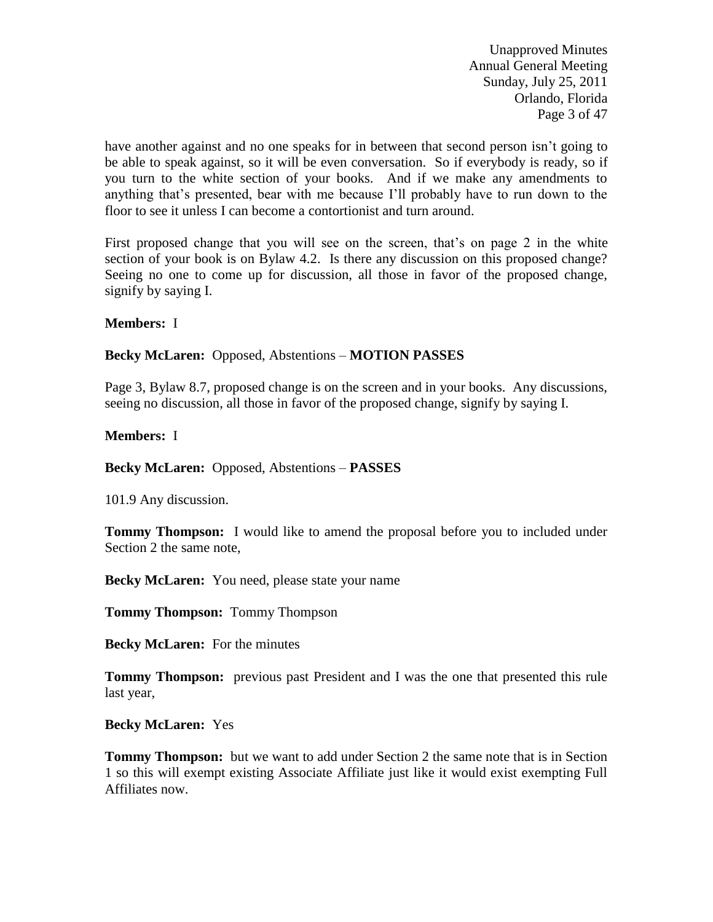have another against and no one speaks for in between that second person isn't going to be able to speak against, so it will be even conversation. So if everybody is ready, so if you turn to the white section of your books. And if we make any amendments to anything that's presented, bear with me because I'll probably have to run down to the floor to see it unless I can become a contortionist and turn around.

First proposed change that you will see on the screen, that's on page 2 in the white section of your book is on Bylaw 4.2. Is there any discussion on this proposed change? Seeing no one to come up for discussion, all those in favor of the proposed change, signify by saying I.

**Members:** I

**Becky McLaren:** Opposed, Abstentions – **MOTION PASSES**

Page 3, Bylaw 8.7, proposed change is on the screen and in your books. Any discussions, seeing no discussion, all those in favor of the proposed change, signify by saying I.

**Members:** I

**Becky McLaren:** Opposed, Abstentions – **PASSES**

101.9 Any discussion.

**Tommy Thompson:** I would like to amend the proposal before you to included under Section 2 the same note,

**Becky McLaren:** You need, please state your name

**Tommy Thompson:** Tommy Thompson

**Becky McLaren:** For the minutes

**Tommy Thompson:** previous past President and I was the one that presented this rule last year,

**Becky McLaren:** Yes

**Tommy Thompson:** but we want to add under Section 2 the same note that is in Section 1 so this will exempt existing Associate Affiliate just like it would exist exempting Full Affiliates now.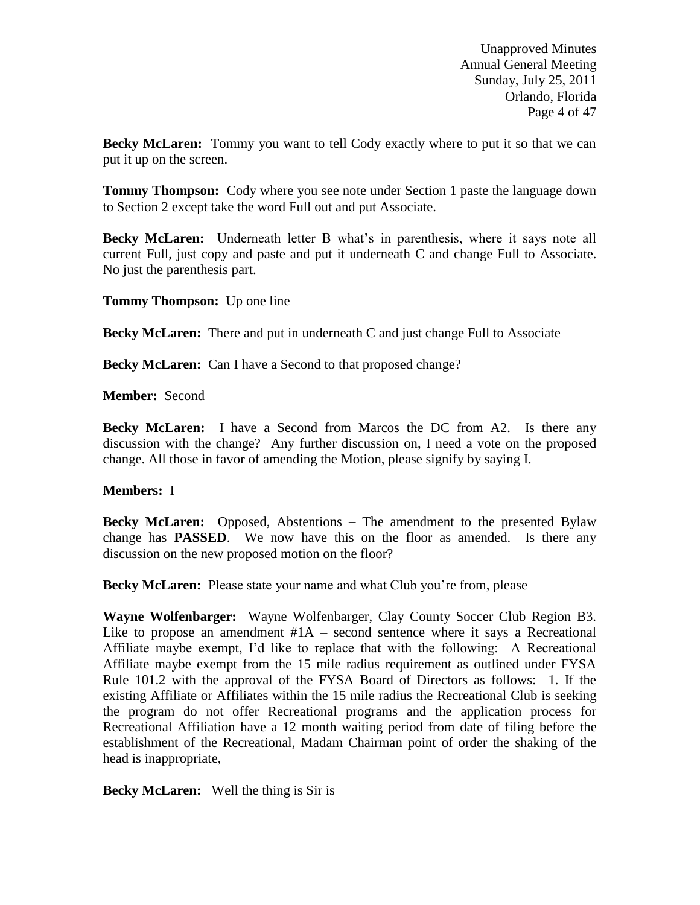**Becky McLaren:** Tommy you want to tell Cody exactly where to put it so that we can put it up on the screen.

**Tommy Thompson:** Cody where you see note under Section 1 paste the language down to Section 2 except take the word Full out and put Associate.

**Becky McLaren:** Underneath letter B what's in parenthesis, where it says note all current Full, just copy and paste and put it underneath C and change Full to Associate. No just the parenthesis part.

**Tommy Thompson:** Up one line

**Becky McLaren:** There and put in underneath C and just change Full to Associate

**Becky McLaren:** Can I have a Second to that proposed change?

**Member:** Second

**Becky McLaren:** I have a Second from Marcos the DC from A2. Is there any discussion with the change? Any further discussion on, I need a vote on the proposed change. All those in favor of amending the Motion, please signify by saying I.

**Members:** I

**Becky McLaren:** Opposed, Abstentions – The amendment to the presented Bylaw change has **PASSED**. We now have this on the floor as amended. Is there any discussion on the new proposed motion on the floor?

**Becky McLaren:** Please state your name and what Club you're from, please

**Wayne Wolfenbarger:** Wayne Wolfenbarger, Clay County Soccer Club Region B3. Like to propose an amendment #1A – second sentence where it says a Recreational Affiliate maybe exempt, I'd like to replace that with the following: A Recreational Affiliate maybe exempt from the 15 mile radius requirement as outlined under FYSA Rule 101.2 with the approval of the FYSA Board of Directors as follows: 1. If the existing Affiliate or Affiliates within the 15 mile radius the Recreational Club is seeking the program do not offer Recreational programs and the application process for Recreational Affiliation have a 12 month waiting period from date of filing before the establishment of the Recreational, Madam Chairman point of order the shaking of the head is inappropriate,

**Becky McLaren:** Well the thing is Sir is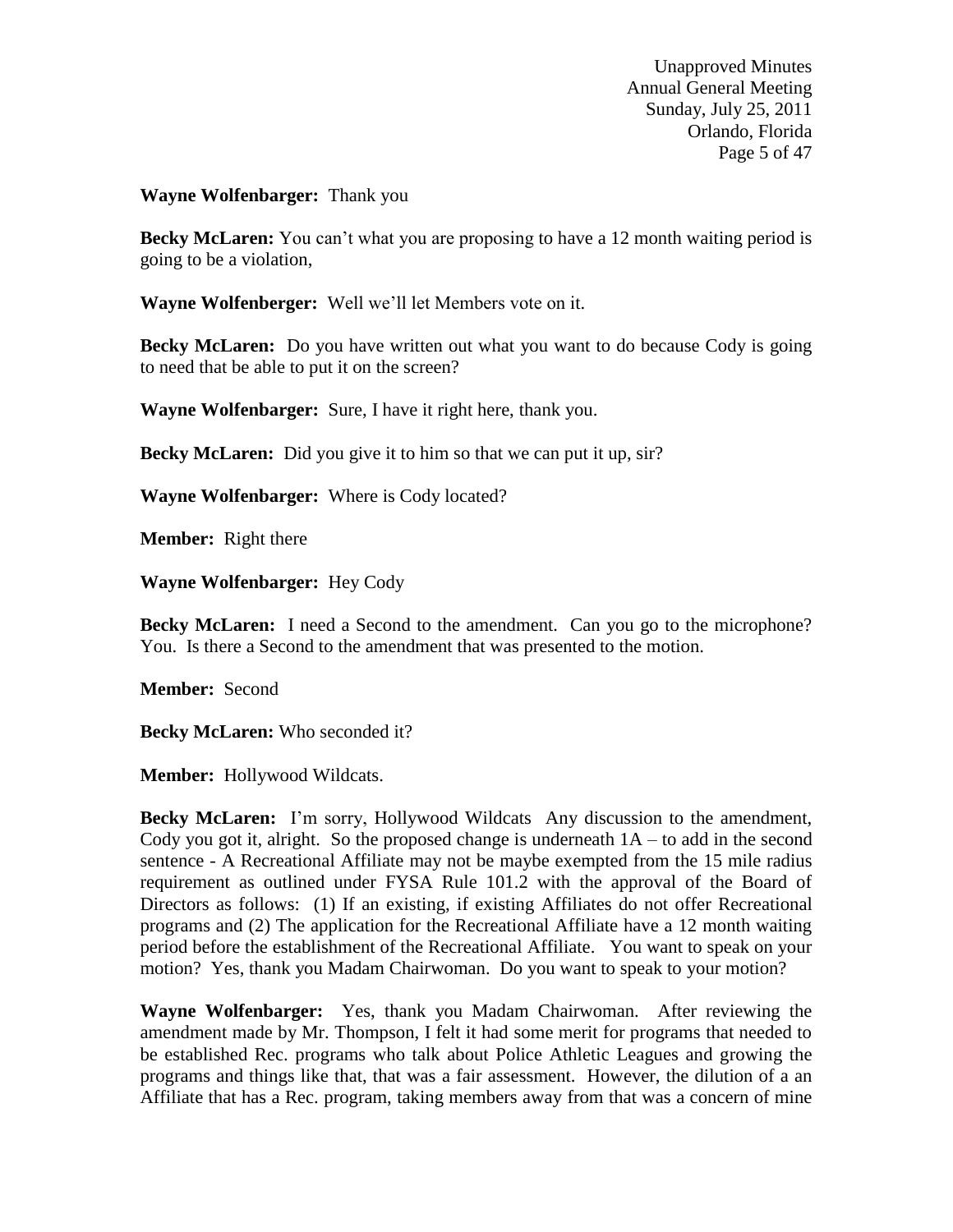**Wayne Wolfenbarger:** Thank you

**Becky McLaren:** You can't what you are proposing to have a 12 month waiting period is going to be a violation,

**Wayne Wolfenberger:** Well we'll let Members vote on it.

**Becky McLaren:** Do you have written out what you want to do because Cody is going to need that be able to put it on the screen?

**Wayne Wolfenbarger:** Sure, I have it right here, thank you.

**Becky McLaren:** Did you give it to him so that we can put it up, sir?

**Wayne Wolfenbarger:** Where is Cody located?

**Member:** Right there

**Wayne Wolfenbarger:** Hey Cody

**Becky McLaren:** I need a Second to the amendment. Can you go to the microphone? You. Is there a Second to the amendment that was presented to the motion.

**Member:** Second

**Becky McLaren:** Who seconded it?

**Member:** Hollywood Wildcats.

**Becky McLaren:** I'm sorry, Hollywood Wildcats Any discussion to the amendment, Cody you got it, alright. So the proposed change is underneath 1A – to add in the second sentence - A Recreational Affiliate may not be maybe exempted from the 15 mile radius requirement as outlined under FYSA Rule 101.2 with the approval of the Board of Directors as follows: (1) If an existing, if existing Affiliates do not offer Recreational programs and (2) The application for the Recreational Affiliate have a 12 month waiting period before the establishment of the Recreational Affiliate. You want to speak on your motion? Yes, thank you Madam Chairwoman. Do you want to speak to your motion?

**Wayne Wolfenbarger:** Yes, thank you Madam Chairwoman. After reviewing the amendment made by Mr. Thompson, I felt it had some merit for programs that needed to be established Rec. programs who talk about Police Athletic Leagues and growing the programs and things like that, that was a fair assessment. However, the dilution of a an Affiliate that has a Rec. program, taking members away from that was a concern of mine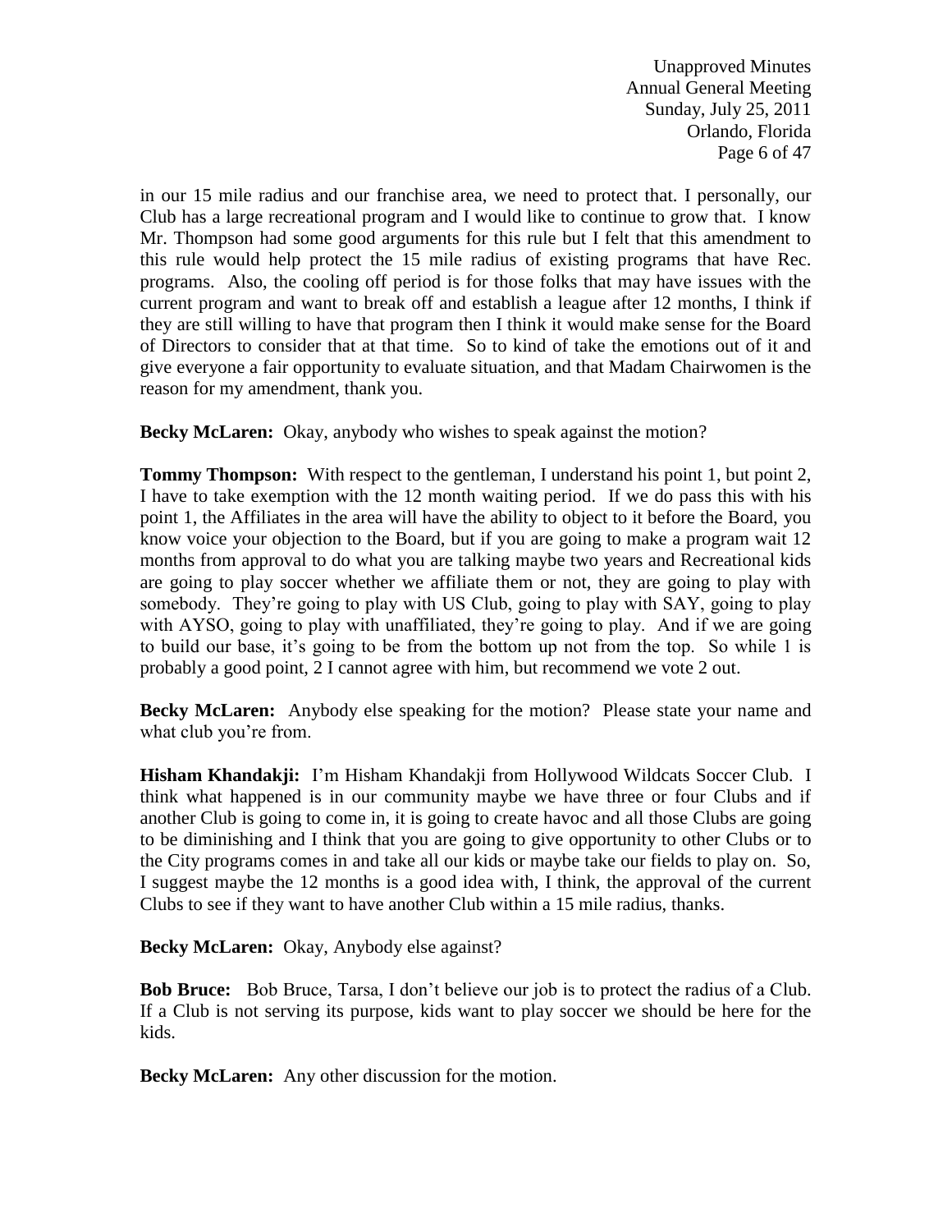in our 15 mile radius and our franchise area, we need to protect that. I personally, our Club has a large recreational program and I would like to continue to grow that. I know Mr. Thompson had some good arguments for this rule but I felt that this amendment to this rule would help protect the 15 mile radius of existing programs that have Rec. programs. Also, the cooling off period is for those folks that may have issues with the current program and want to break off and establish a league after 12 months, I think if they are still willing to have that program then I think it would make sense for the Board of Directors to consider that at that time. So to kind of take the emotions out of it and give everyone a fair opportunity to evaluate situation, and that Madam Chairwomen is the reason for my amendment, thank you.

**Becky McLaren:** Okay, anybody who wishes to speak against the motion?

**Tommy Thompson:** With respect to the gentleman, I understand his point 1, but point 2, I have to take exemption with the 12 month waiting period. If we do pass this with his point 1, the Affiliates in the area will have the ability to object to it before the Board, you know voice your objection to the Board, but if you are going to make a program wait 12 months from approval to do what you are talking maybe two years and Recreational kids are going to play soccer whether we affiliate them or not, they are going to play with somebody. They're going to play with US Club, going to play with SAY, going to play with AYSO, going to play with unaffiliated, they're going to play. And if we are going to build our base, it's going to be from the bottom up not from the top. So while 1 is probably a good point, 2 I cannot agree with him, but recommend we vote 2 out.

**Becky McLaren:** Anybody else speaking for the motion? Please state your name and what club you're from.

**Hisham Khandakji:** I'm Hisham Khandakji from Hollywood Wildcats Soccer Club. I think what happened is in our community maybe we have three or four Clubs and if another Club is going to come in, it is going to create havoc and all those Clubs are going to be diminishing and I think that you are going to give opportunity to other Clubs or to the City programs comes in and take all our kids or maybe take our fields to play on. So, I suggest maybe the 12 months is a good idea with, I think, the approval of the current Clubs to see if they want to have another Club within a 15 mile radius, thanks.

**Becky McLaren:** Okay, Anybody else against?

**Bob Bruce:** Bob Bruce, Tarsa, I don't believe our job is to protect the radius of a Club. If a Club is not serving its purpose, kids want to play soccer we should be here for the kids.

**Becky McLaren:** Any other discussion for the motion.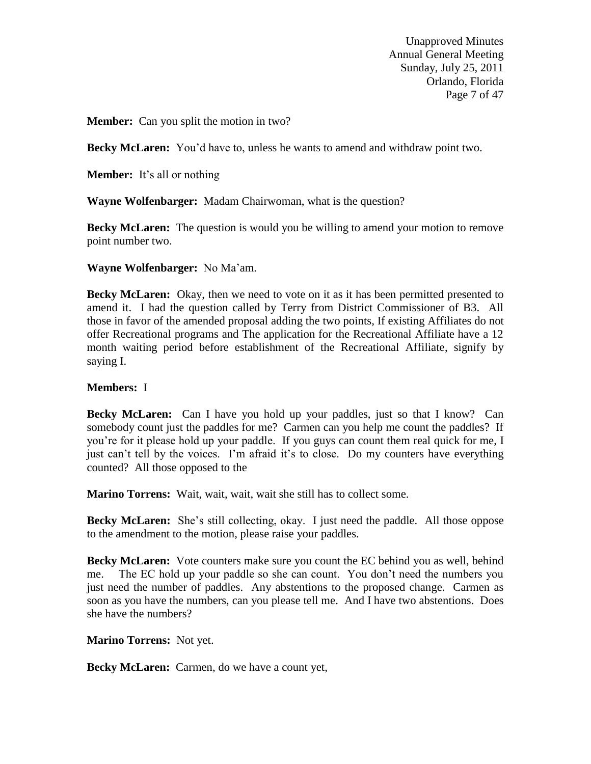**Member:** Can you split the motion in two?

**Becky McLaren:** You'd have to, unless he wants to amend and withdraw point two.

**Member:** It's all or nothing

**Wayne Wolfenbarger:** Madam Chairwoman, what is the question?

**Becky McLaren:** The question is would you be willing to amend your motion to remove point number two.

**Wayne Wolfenbarger:** No Ma'am.

**Becky McLaren:** Okay, then we need to vote on it as it has been permitted presented to amend it. I had the question called by Terry from District Commissioner of B3. All those in favor of the amended proposal adding the two points, If existing Affiliates do not offer Recreational programs and The application for the Recreational Affiliate have a 12 month waiting period before establishment of the Recreational Affiliate, signify by saying I.

**Members:** I

**Becky McLaren:** Can I have you hold up your paddles, just so that I know? Can somebody count just the paddles for me? Carmen can you help me count the paddles? If you're for it please hold up your paddle. If you guys can count them real quick for me, I just can't tell by the voices. I'm afraid it's to close. Do my counters have everything counted? All those opposed to the

**Marino Torrens:** Wait, wait, wait, wait she still has to collect some.

**Becky McLaren:** She's still collecting, okay. I just need the paddle. All those oppose to the amendment to the motion, please raise your paddles.

**Becky McLaren:** Vote counters make sure you count the EC behind you as well, behind me. The EC hold up your paddle so she can count. You don't need the numbers you just need the number of paddles. Any abstentions to the proposed change. Carmen as soon as you have the numbers, can you please tell me. And I have two abstentions. Does she have the numbers?

**Marino Torrens:** Not yet.

**Becky McLaren:** Carmen, do we have a count yet,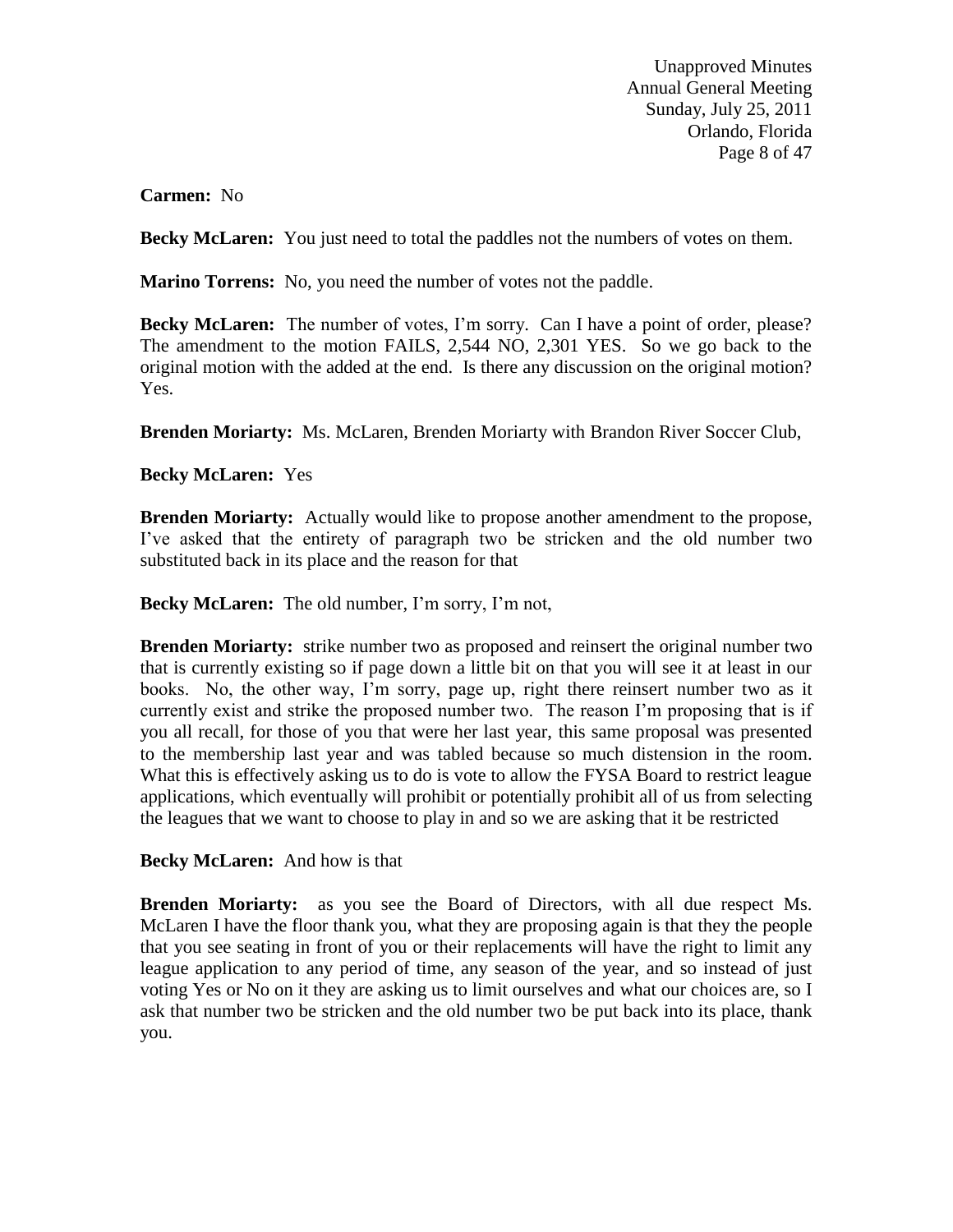**Carmen:** No

**Becky McLaren:** You just need to total the paddles not the numbers of votes on them.

**Marino Torrens:** No, you need the number of votes not the paddle.

**Becky McLaren:** The number of votes, I'm sorry. Can I have a point of order, please? The amendment to the motion FAILS, 2,544 NO, 2,301 YES. So we go back to the original motion with the added at the end. Is there any discussion on the original motion? Yes.

**Brenden Moriarty:** Ms. McLaren, Brenden Moriarty with Brandon River Soccer Club,

**Becky McLaren:** Yes

**Brenden Moriarty:** Actually would like to propose another amendment to the propose, I've asked that the entirety of paragraph two be stricken and the old number two substituted back in its place and the reason for that

**Becky McLaren:** The old number, I'm sorry, I'm not,

**Brenden Moriarty:** strike number two as proposed and reinsert the original number two that is currently existing so if page down a little bit on that you will see it at least in our books. No, the other way, I'm sorry, page up, right there reinsert number two as it currently exist and strike the proposed number two. The reason I'm proposing that is if you all recall, for those of you that were her last year, this same proposal was presented to the membership last year and was tabled because so much distension in the room. What this is effectively asking us to do is vote to allow the FYSA Board to restrict league applications, which eventually will prohibit or potentially prohibit all of us from selecting the leagues that we want to choose to play in and so we are asking that it be restricted

**Becky McLaren:** And how is that

**Brenden Moriarty:** as you see the Board of Directors, with all due respect Ms. McLaren I have the floor thank you, what they are proposing again is that they the people that you see seating in front of you or their replacements will have the right to limit any league application to any period of time, any season of the year, and so instead of just voting Yes or No on it they are asking us to limit ourselves and what our choices are, so I ask that number two be stricken and the old number two be put back into its place, thank you.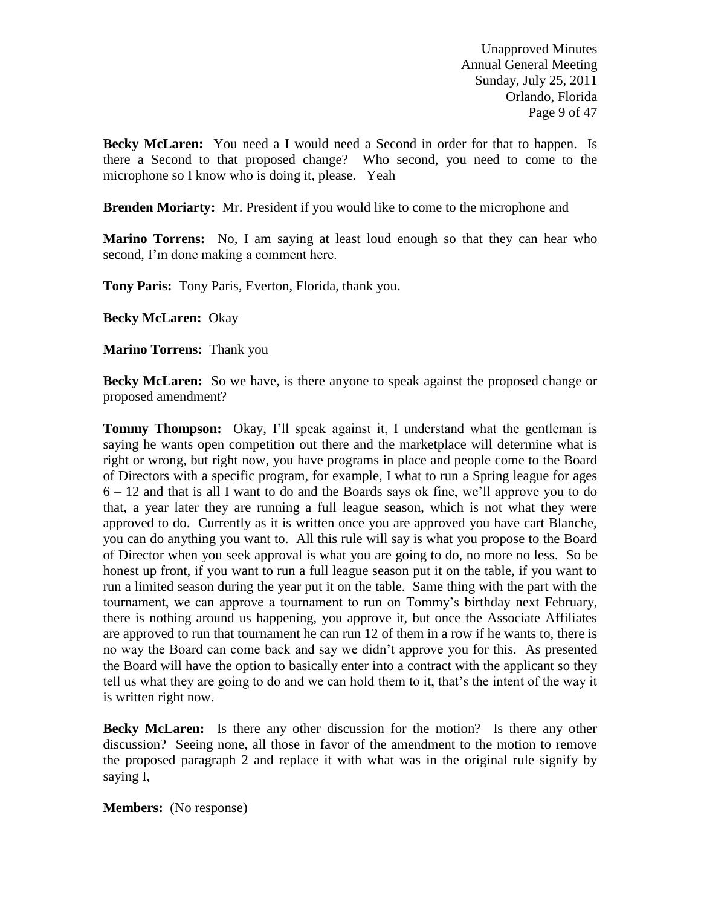**Becky McLaren:** You need a I would need a Second in order for that to happen. Is there a Second to that proposed change? Who second, you need to come to the microphone so I know who is doing it, please. Yeah

**Brenden Moriarty:** Mr. President if you would like to come to the microphone and

**Marino Torrens:** No, I am saying at least loud enough so that they can hear who second, I'm done making a comment here.

**Tony Paris:** Tony Paris, Everton, Florida, thank you.

**Becky McLaren:** Okay

**Marino Torrens:** Thank you

**Becky McLaren:** So we have, is there anyone to speak against the proposed change or proposed amendment?

**Tommy Thompson:** Okay, I'll speak against it, I understand what the gentleman is saying he wants open competition out there and the marketplace will determine what is right or wrong, but right now, you have programs in place and people come to the Board of Directors with a specific program, for example, I what to run a Spring league for ages 6 – 12 and that is all I want to do and the Boards says ok fine, we'll approve you to do that, a year later they are running a full league season, which is not what they were approved to do. Currently as it is written once you are approved you have cart Blanche, you can do anything you want to. All this rule will say is what you propose to the Board of Director when you seek approval is what you are going to do, no more no less. So be honest up front, if you want to run a full league season put it on the table, if you want to run a limited season during the year put it on the table. Same thing with the part with the tournament, we can approve a tournament to run on Tommy's birthday next February, there is nothing around us happening, you approve it, but once the Associate Affiliates are approved to run that tournament he can run 12 of them in a row if he wants to, there is no way the Board can come back and say we didn't approve you for this. As presented the Board will have the option to basically enter into a contract with the applicant so they tell us what they are going to do and we can hold them to it, that's the intent of the way it is written right now.

**Becky McLaren:** Is there any other discussion for the motion? Is there any other discussion? Seeing none, all those in favor of the amendment to the motion to remove the proposed paragraph 2 and replace it with what was in the original rule signify by saying I,

**Members:** (No response)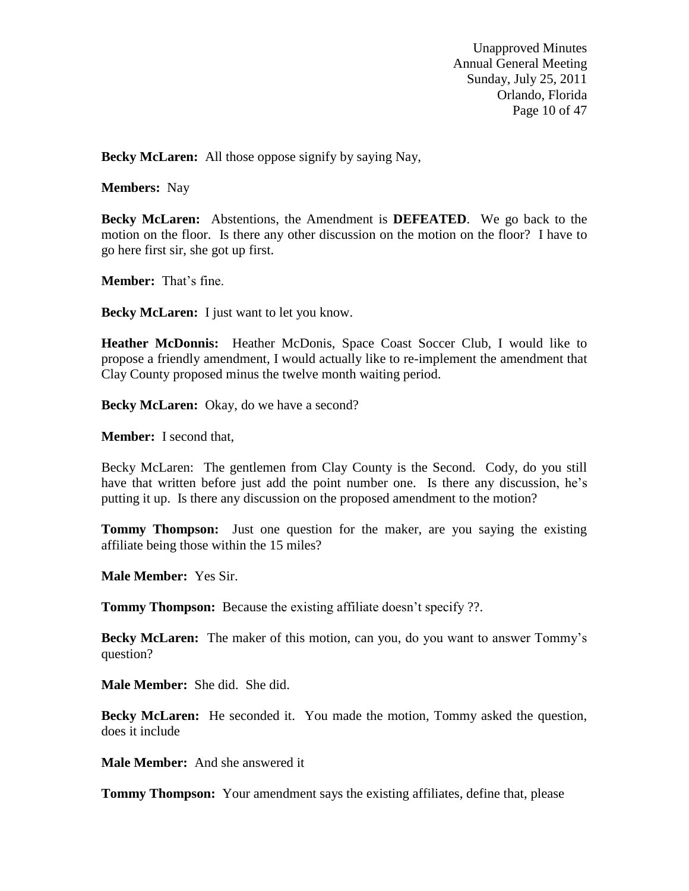**Becky McLaren:** All those oppose signify by saying Nay,

**Members:** Nay

**Becky McLaren:** Abstentions, the Amendment is **DEFEATED**. We go back to the motion on the floor. Is there any other discussion on the motion on the floor? I have to go here first sir, she got up first.

**Member:** That's fine.

**Becky McLaren:** I just want to let you know.

**Heather McDonnis:** Heather McDonis, Space Coast Soccer Club, I would like to propose a friendly amendment, I would actually like to re-implement the amendment that Clay County proposed minus the twelve month waiting period.

**Becky McLaren:** Okay, do we have a second?

**Member:** I second that,

Becky McLaren: The gentlemen from Clay County is the Second. Cody, do you still have that written before just add the point number one. Is there any discussion, he's putting it up. Is there any discussion on the proposed amendment to the motion?

**Tommy Thompson:** Just one question for the maker, are you saying the existing affiliate being those within the 15 miles?

**Male Member:** Yes Sir.

**Tommy Thompson:** Because the existing affiliate doesn't specify ??.

**Becky McLaren:** The maker of this motion, can you, do you want to answer Tommy's question?

**Male Member:** She did. She did.

**Becky McLaren:** He seconded it. You made the motion, Tommy asked the question, does it include

**Male Member:** And she answered it

**Tommy Thompson:** Your amendment says the existing affiliates, define that, please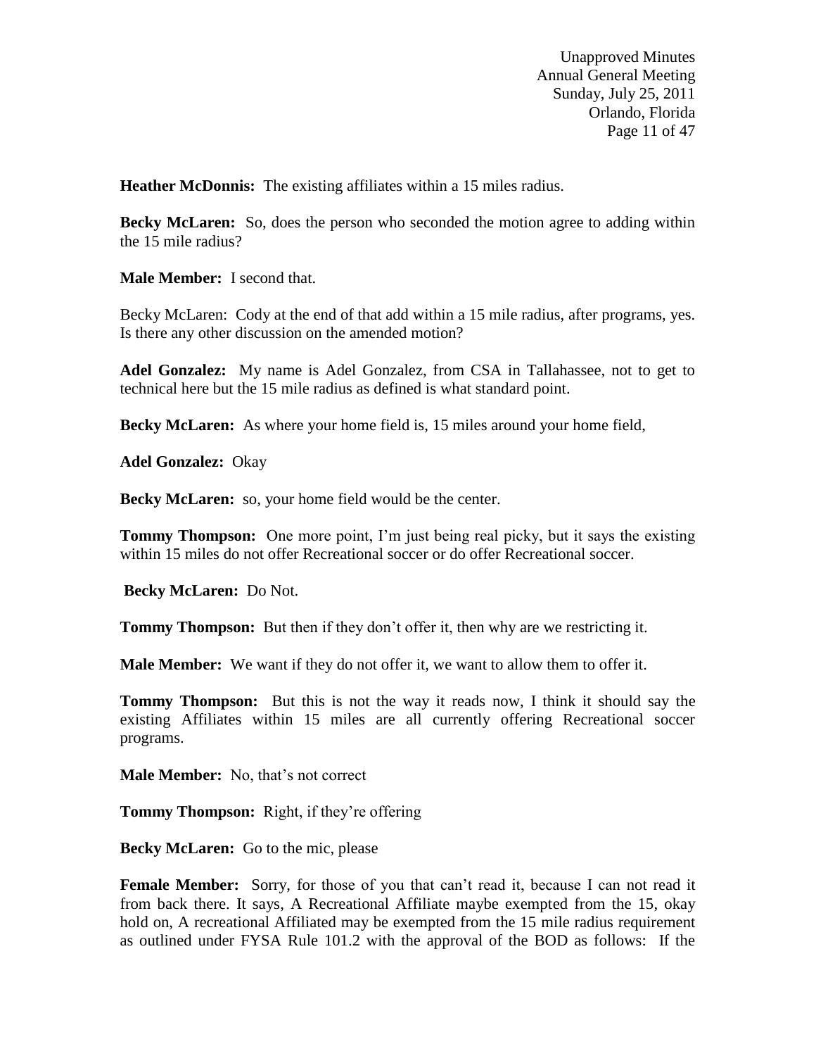**Heather McDonnis:** The existing affiliates within a 15 miles radius.

**Becky McLaren:** So, does the person who seconded the motion agree to adding within the 15 mile radius?

**Male Member:** I second that.

Becky McLaren: Cody at the end of that add within a 15 mile radius, after programs, yes. Is there any other discussion on the amended motion?

**Adel Gonzalez:** My name is Adel Gonzalez, from CSA in Tallahassee, not to get to technical here but the 15 mile radius as defined is what standard point.

**Becky McLaren:** As where your home field is, 15 miles around your home field,

**Adel Gonzalez:** Okay

**Becky McLaren:** so, your home field would be the center.

**Tommy Thompson:** One more point, I'm just being real picky, but it says the existing within 15 miles do not offer Recreational soccer or do offer Recreational soccer.

**Becky McLaren:** Do Not.

**Tommy Thompson:** But then if they don't offer it, then why are we restricting it.

**Male Member:** We want if they do not offer it, we want to allow them to offer it.

**Tommy Thompson:** But this is not the way it reads now, I think it should say the existing Affiliates within 15 miles are all currently offering Recreational soccer programs.

**Male Member:** No, that's not correct

**Tommy Thompson:** Right, if they're offering

**Becky McLaren:** Go to the mic, please

**Female Member:** Sorry, for those of you that can't read it, because I can not read it from back there. It says, A Recreational Affiliate maybe exempted from the 15, okay hold on, A recreational Affiliated may be exempted from the 15 mile radius requirement as outlined under FYSA Rule 101.2 with the approval of the BOD as follows: If the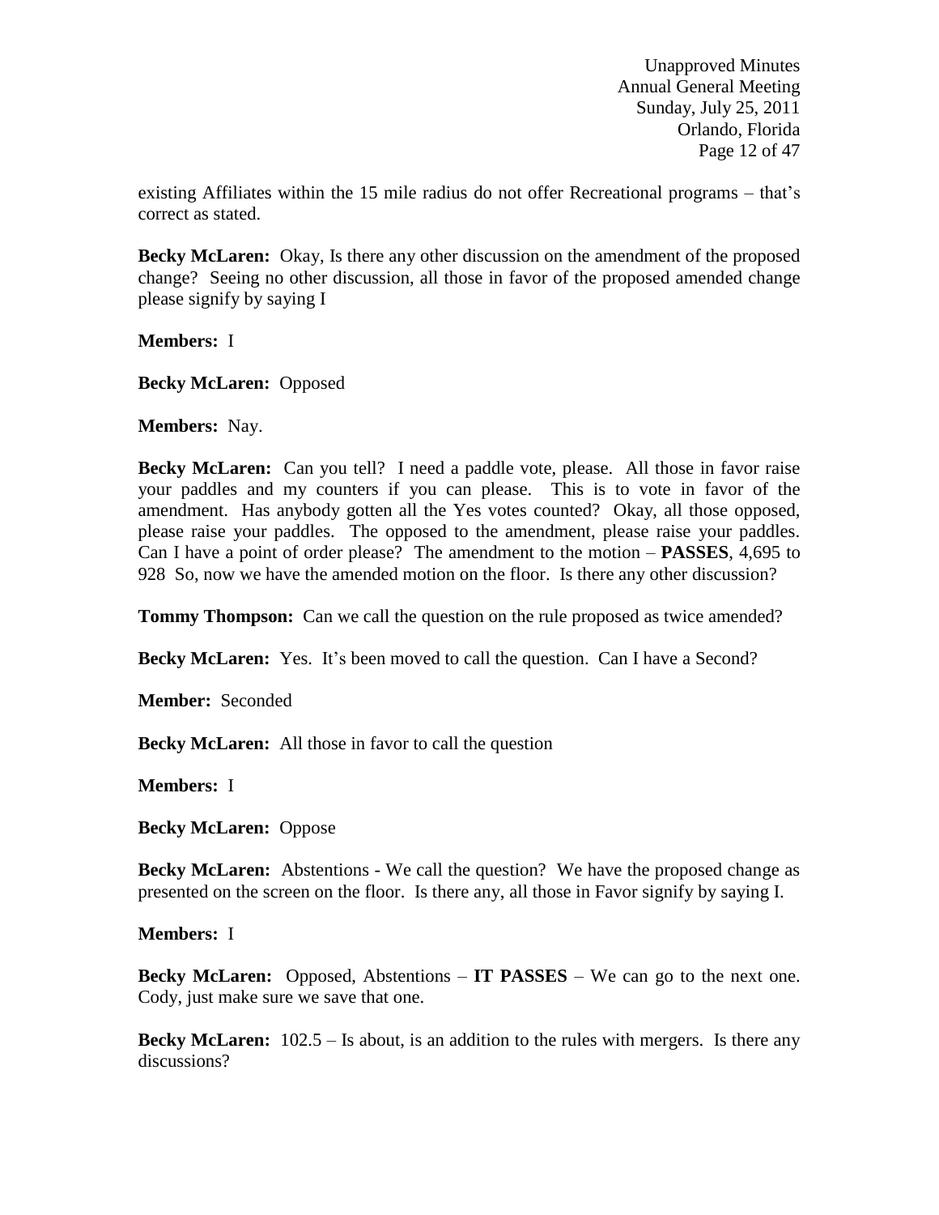existing Affiliates within the 15 mile radius do not offer Recreational programs – that's correct as stated.

**Becky McLaren:** Okay, Is there any other discussion on the amendment of the proposed change? Seeing no other discussion, all those in favor of the proposed amended change please signify by saying I

**Members:** I

**Becky McLaren:** Opposed

**Members:** Nay.

**Becky McLaren:** Can you tell? I need a paddle vote, please. All those in favor raise your paddles and my counters if you can please. This is to vote in favor of the amendment. Has anybody gotten all the Yes votes counted? Okay, all those opposed, please raise your paddles. The opposed to the amendment, please raise your paddles. Can I have a point of order please? The amendment to the motion – **PASSES**, 4,695 to 928 So, now we have the amended motion on the floor. Is there any other discussion?

**Tommy Thompson:** Can we call the question on the rule proposed as twice amended?

**Becky McLaren:** Yes. It's been moved to call the question. Can I have a Second?

**Member:** Seconded

**Becky McLaren:** All those in favor to call the question

**Members:** I

**Becky McLaren:** Oppose

**Becky McLaren:** Abstentions - We call the question? We have the proposed change as presented on the screen on the floor. Is there any, all those in Favor signify by saying I.

**Members:** I

**Becky McLaren:** Opposed, Abstentions – **IT PASSES** – We can go to the next one. Cody, just make sure we save that one.

**Becky McLaren:** 102.5 – Is about, is an addition to the rules with mergers. Is there any discussions?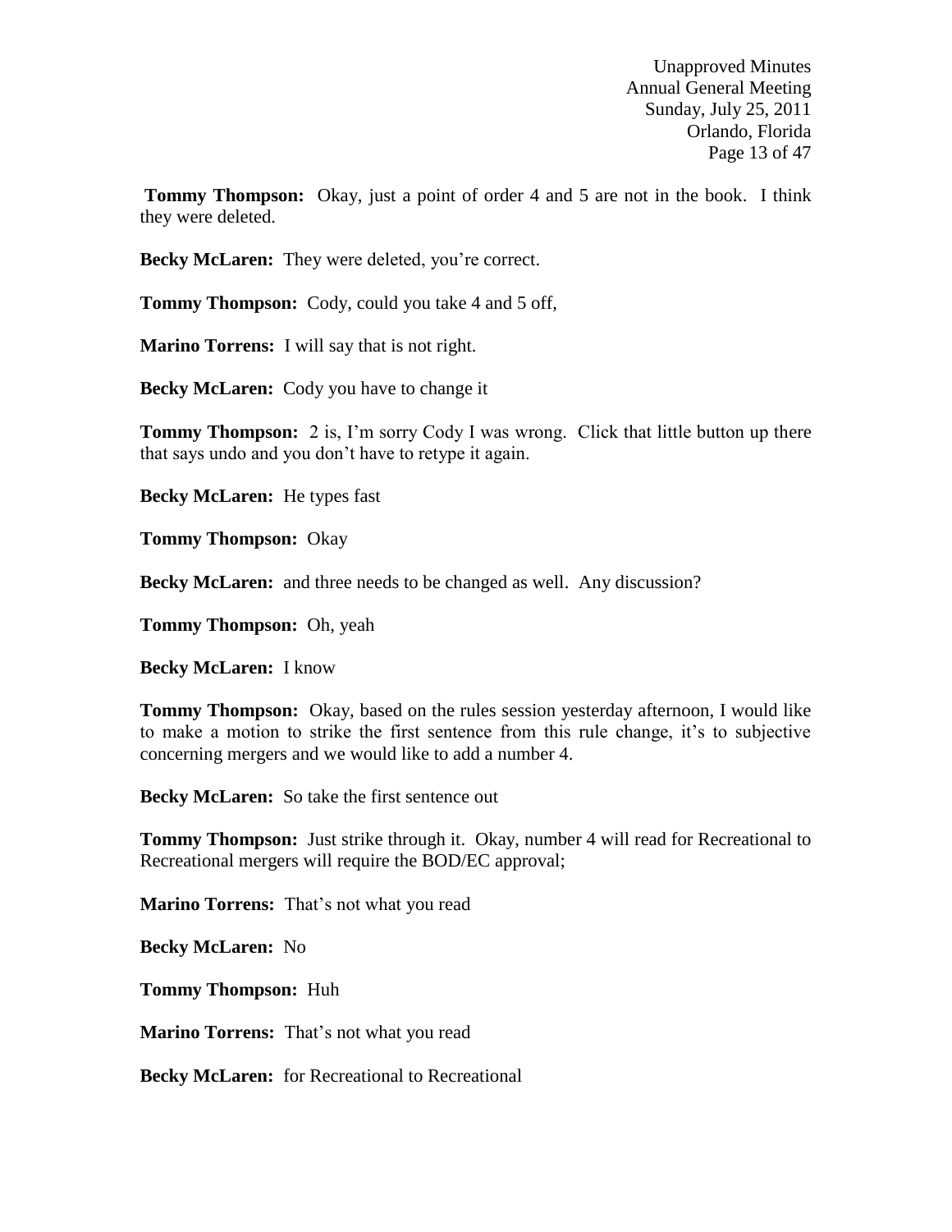**Tommy Thompson:** Okay, just a point of order 4 and 5 are not in the book. I think they were deleted.

**Becky McLaren:** They were deleted, you're correct.

**Tommy Thompson:** Cody, could you take 4 and 5 off,

**Marino Torrens:** I will say that is not right.

**Becky McLaren:** Cody you have to change it

**Tommy Thompson:** 2 is, I'm sorry Cody I was wrong. Click that little button up there that says undo and you don't have to retype it again.

**Becky McLaren:** He types fast

**Tommy Thompson:** Okay

**Becky McLaren:** and three needs to be changed as well. Any discussion?

**Tommy Thompson:** Oh, yeah

**Becky McLaren:** I know

**Tommy Thompson:** Okay, based on the rules session yesterday afternoon, I would like to make a motion to strike the first sentence from this rule change, it's to subjective concerning mergers and we would like to add a number 4.

**Becky McLaren:** So take the first sentence out

**Tommy Thompson:** Just strike through it. Okay, number 4 will read for Recreational to Recreational mergers will require the BOD/EC approval;

**Marino Torrens:** That's not what you read

**Becky McLaren:** No

**Tommy Thompson:** Huh

**Marino Torrens:** That's not what you read

**Becky McLaren:** for Recreational to Recreational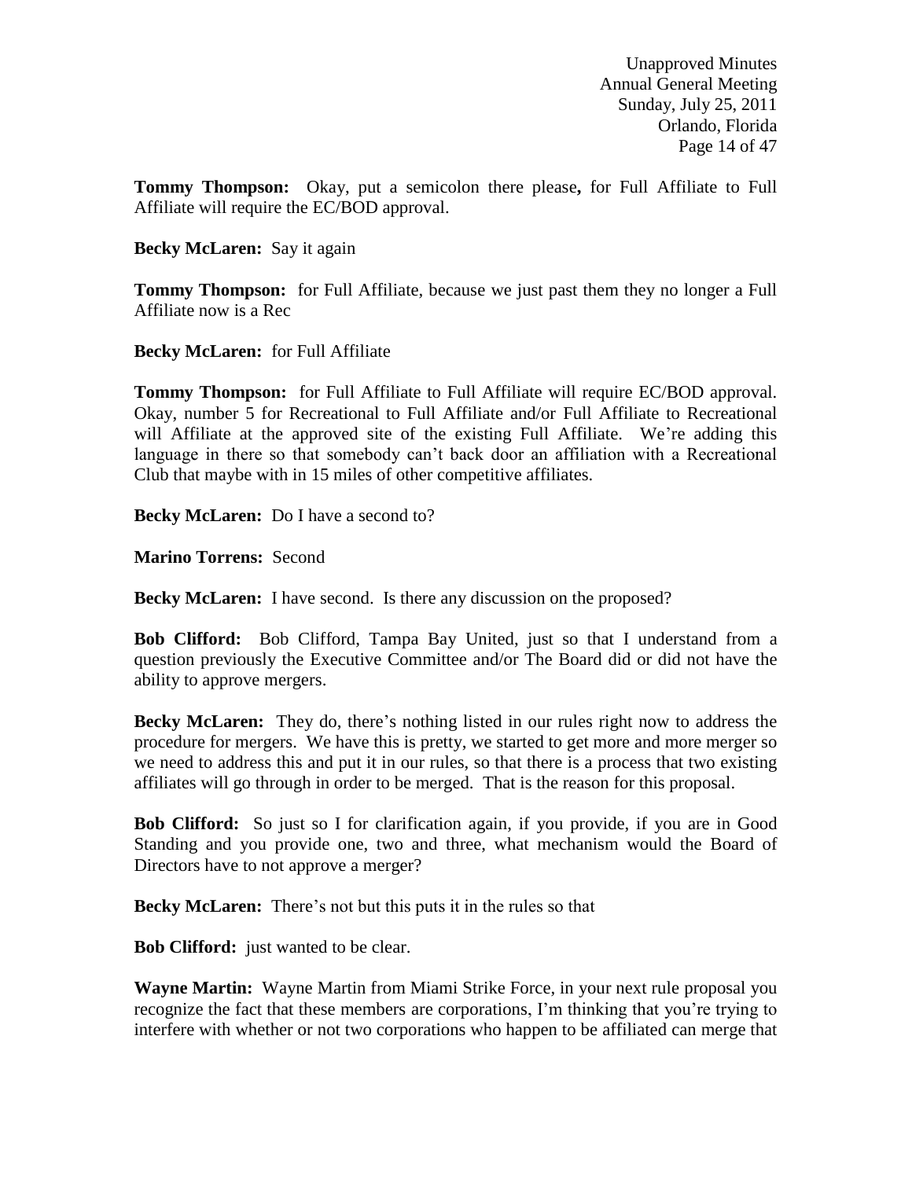**Tommy Thompson:** Okay, put a semicolon there please**,** for Full Affiliate to Full Affiliate will require the EC/BOD approval.

**Becky McLaren:** Say it again

**Tommy Thompson:** for Full Affiliate, because we just past them they no longer a Full Affiliate now is a Rec

**Becky McLaren:** for Full Affiliate

**Tommy Thompson:** for Full Affiliate to Full Affiliate will require EC/BOD approval. Okay, number 5 for Recreational to Full Affiliate and/or Full Affiliate to Recreational will Affiliate at the approved site of the existing Full Affiliate. We're adding this language in there so that somebody can't back door an affiliation with a Recreational Club that maybe with in 15 miles of other competitive affiliates.

**Becky McLaren:** Do I have a second to?

**Marino Torrens:** Second

**Becky McLaren:** I have second. Is there any discussion on the proposed?

**Bob Clifford:** Bob Clifford, Tampa Bay United, just so that I understand from a question previously the Executive Committee and/or The Board did or did not have the ability to approve mergers.

**Becky McLaren:** They do, there's nothing listed in our rules right now to address the procedure for mergers. We have this is pretty, we started to get more and more merger so we need to address this and put it in our rules, so that there is a process that two existing affiliates will go through in order to be merged. That is the reason for this proposal.

**Bob Clifford:** So just so I for clarification again, if you provide, if you are in Good Standing and you provide one, two and three, what mechanism would the Board of Directors have to not approve a merger?

**Becky McLaren:** There's not but this puts it in the rules so that

**Bob Clifford:** just wanted to be clear.

**Wayne Martin:** Wayne Martin from Miami Strike Force, in your next rule proposal you recognize the fact that these members are corporations, I'm thinking that you're trying to interfere with whether or not two corporations who happen to be affiliated can merge that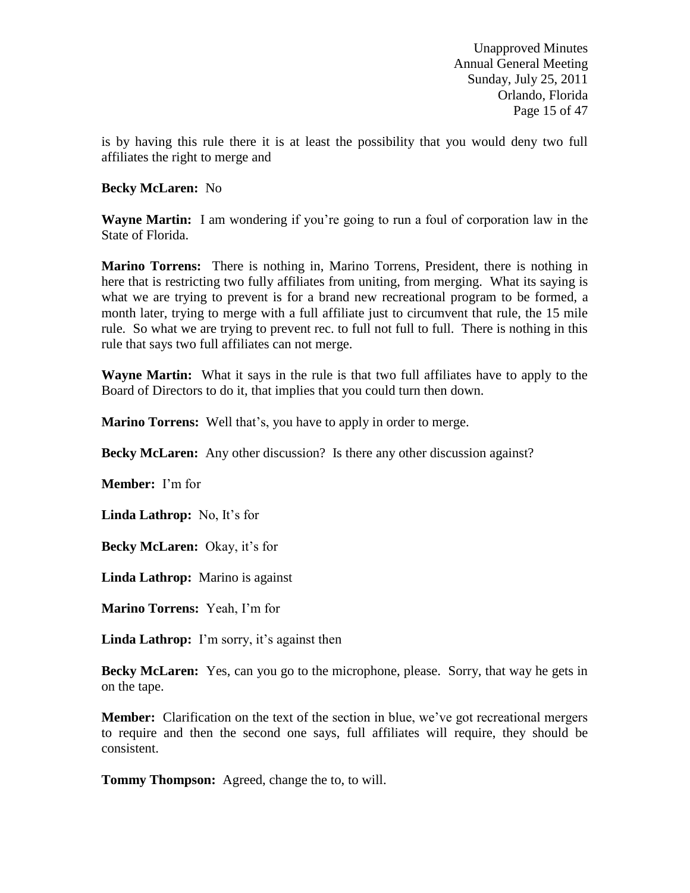is by having this rule there it is at least the possibility that you would deny two full affiliates the right to merge and

**Becky McLaren:** No

**Wayne Martin:** I am wondering if you're going to run a foul of corporation law in the State of Florida.

**Marino Torrens:** There is nothing in, Marino Torrens, President, there is nothing in here that is restricting two fully affiliates from uniting, from merging. What its saying is what we are trying to prevent is for a brand new recreational program to be formed, a month later, trying to merge with a full affiliate just to circumvent that rule, the 15 mile rule. So what we are trying to prevent rec. to full not full to full. There is nothing in this rule that says two full affiliates can not merge.

**Wayne Martin:** What it says in the rule is that two full affiliates have to apply to the Board of Directors to do it, that implies that you could turn then down.

**Marino Torrens:** Well that's, you have to apply in order to merge.

**Becky McLaren:** Any other discussion? Is there any other discussion against?

**Member:** I'm for

**Linda Lathrop:** No, It's for

**Becky McLaren:** Okay, it's for

**Linda Lathrop:** Marino is against

**Marino Torrens:** Yeah, I'm for

**Linda Lathrop:** I'm sorry, it's against then

**Becky McLaren:** Yes, can you go to the microphone, please. Sorry, that way he gets in on the tape.

**Member:** Clarification on the text of the section in blue, we've got recreational mergers to require and then the second one says, full affiliates will require, they should be consistent.

**Tommy Thompson:** Agreed, change the to, to will.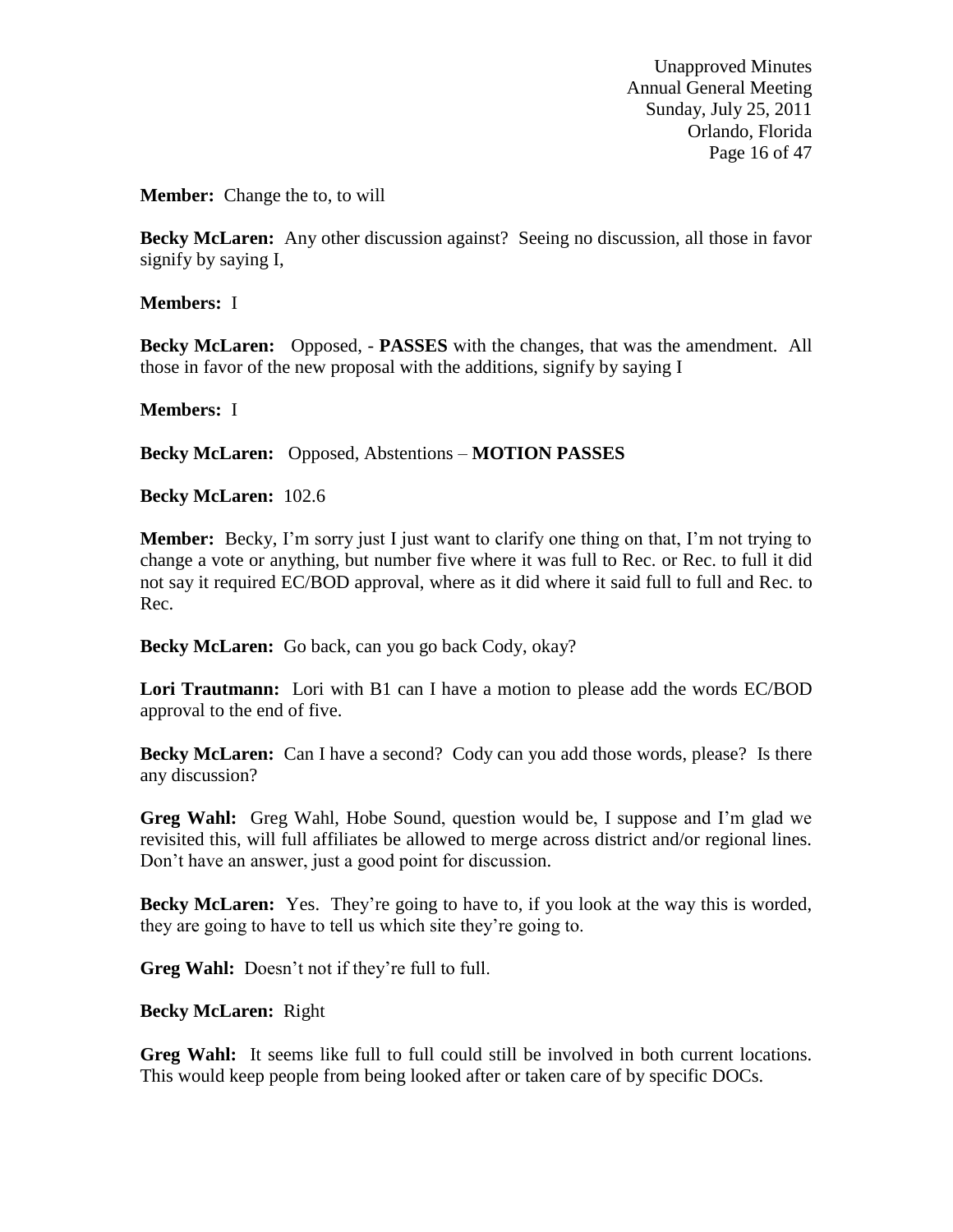**Member:** Change the to, to will

**Becky McLaren:** Any other discussion against? Seeing no discussion, all those in favor signify by saying I,

**Members:** I

**Becky McLaren:** Opposed, - **PASSES** with the changes, that was the amendment. All those in favor of the new proposal with the additions, signify by saying I

**Members:** I

**Becky McLaren:** Opposed, Abstentions – **MOTION PASSES**

**Becky McLaren:** 102.6

**Member:** Becky, I'm sorry just I just want to clarify one thing on that, I'm not trying to change a vote or anything, but number five where it was full to Rec. or Rec. to full it did not say it required EC/BOD approval, where as it did where it said full to full and Rec. to Rec.

**Becky McLaren:** Go back, can you go back Cody, okay?

**Lori Trautmann:** Lori with B1 can I have a motion to please add the words EC/BOD approval to the end of five.

**Becky McLaren:** Can I have a second? Cody can you add those words, please? Is there any discussion?

**Greg Wahl:** Greg Wahl, Hobe Sound, question would be, I suppose and I'm glad we revisited this, will full affiliates be allowed to merge across district and/or regional lines. Don't have an answer, just a good point for discussion.

**Becky McLaren:** Yes. They're going to have to, if you look at the way this is worded, they are going to have to tell us which site they're going to.

**Greg Wahl:** Doesn't not if they're full to full.

**Becky McLaren:** Right

**Greg Wahl:** It seems like full to full could still be involved in both current locations. This would keep people from being looked after or taken care of by specific DOCs.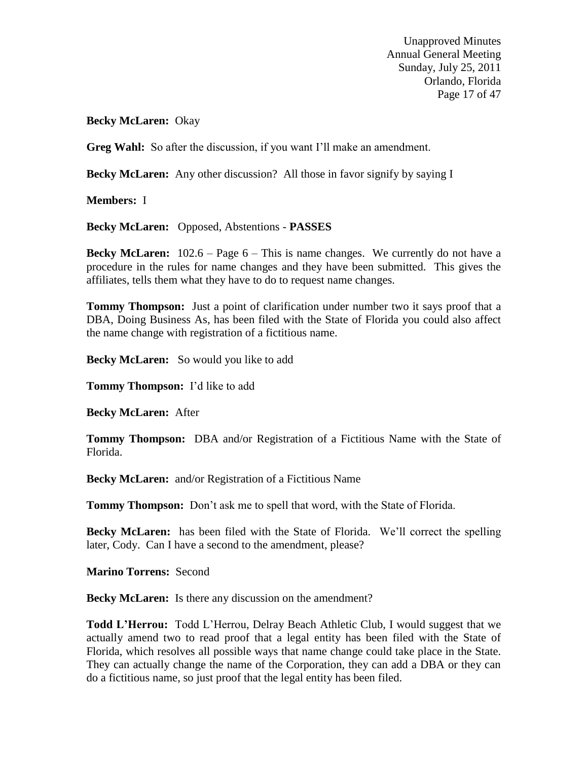**Becky McLaren:** Okay

**Greg Wahl:** So after the discussion, if you want I'll make an amendment.

**Becky McLaren:** Any other discussion? All those in favor signify by saying I

**Members:** I

**Becky McLaren:** Opposed, Abstentions - **PASSES**

**Becky McLaren:** 102.6 – Page 6 – This is name changes. We currently do not have a procedure in the rules for name changes and they have been submitted. This gives the affiliates, tells them what they have to do to request name changes.

**Tommy Thompson:** Just a point of clarification under number two it says proof that a DBA, Doing Business As, has been filed with the State of Florida you could also affect the name change with registration of a fictitious name.

**Becky McLaren:** So would you like to add

**Tommy Thompson:** I'd like to add

**Becky McLaren:** After

**Tommy Thompson:** DBA and/or Registration of a Fictitious Name with the State of Florida.

**Becky McLaren:** and/or Registration of a Fictitious Name

**Tommy Thompson:** Don't ask me to spell that word, with the State of Florida.

**Becky McLaren:** has been filed with the State of Florida. We'll correct the spelling later, Cody. Can I have a second to the amendment, please?

**Marino Torrens:** Second

**Becky McLaren:** Is there any discussion on the amendment?

**Todd L'Herrou:** Todd L'Herrou, Delray Beach Athletic Club, I would suggest that we actually amend two to read proof that a legal entity has been filed with the State of Florida, which resolves all possible ways that name change could take place in the State. They can actually change the name of the Corporation, they can add a DBA or they can do a fictitious name, so just proof that the legal entity has been filed.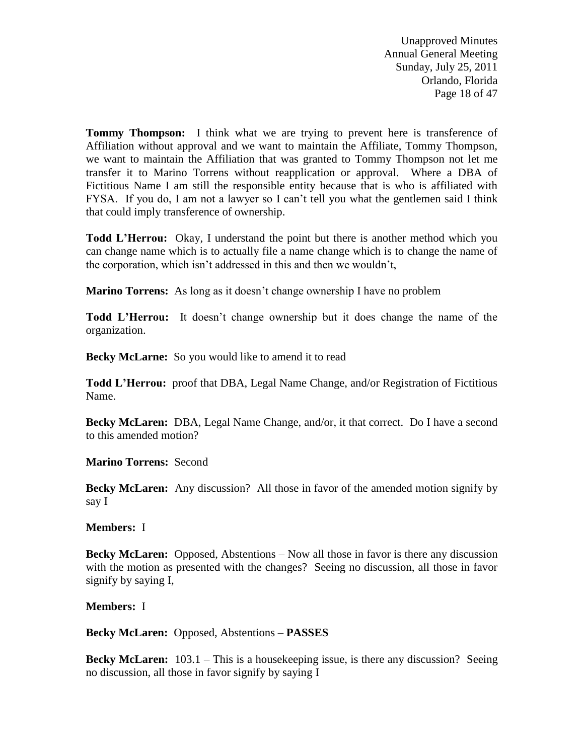**Tommy Thompson:** I think what we are trying to prevent here is transference of Affiliation without approval and we want to maintain the Affiliate, Tommy Thompson, we want to maintain the Affiliation that was granted to Tommy Thompson not let me transfer it to Marino Torrens without reapplication or approval. Where a DBA of Fictitious Name I am still the responsible entity because that is who is affiliated with FYSA. If you do, I am not a lawyer so I can't tell you what the gentlemen said I think that could imply transference of ownership.

**Todd L'Herrou:** Okay, I understand the point but there is another method which you can change name which is to actually file a name change which is to change the name of the corporation, which isn't addressed in this and then we wouldn't,

**Marino Torrens:** As long as it doesn't change ownership I have no problem

**Todd L'Herrou:** It doesn't change ownership but it does change the name of the organization.

**Becky McLarne:** So you would like to amend it to read

**Todd L'Herrou:** proof that DBA, Legal Name Change, and/or Registration of Fictitious Name.

**Becky McLaren:** DBA, Legal Name Change, and/or, it that correct. Do I have a second to this amended motion?

**Marino Torrens:** Second

**Becky McLaren:** Any discussion? All those in favor of the amended motion signify by say I

**Members:** I

**Becky McLaren:** Opposed, Abstentions – Now all those in favor is there any discussion with the motion as presented with the changes? Seeing no discussion, all those in favor signify by saying I,

**Members:** I

**Becky McLaren:** Opposed, Abstentions – **PASSES**

**Becky McLaren:** 103.1 – This is a housekeeping issue, is there any discussion? Seeing no discussion, all those in favor signify by saying I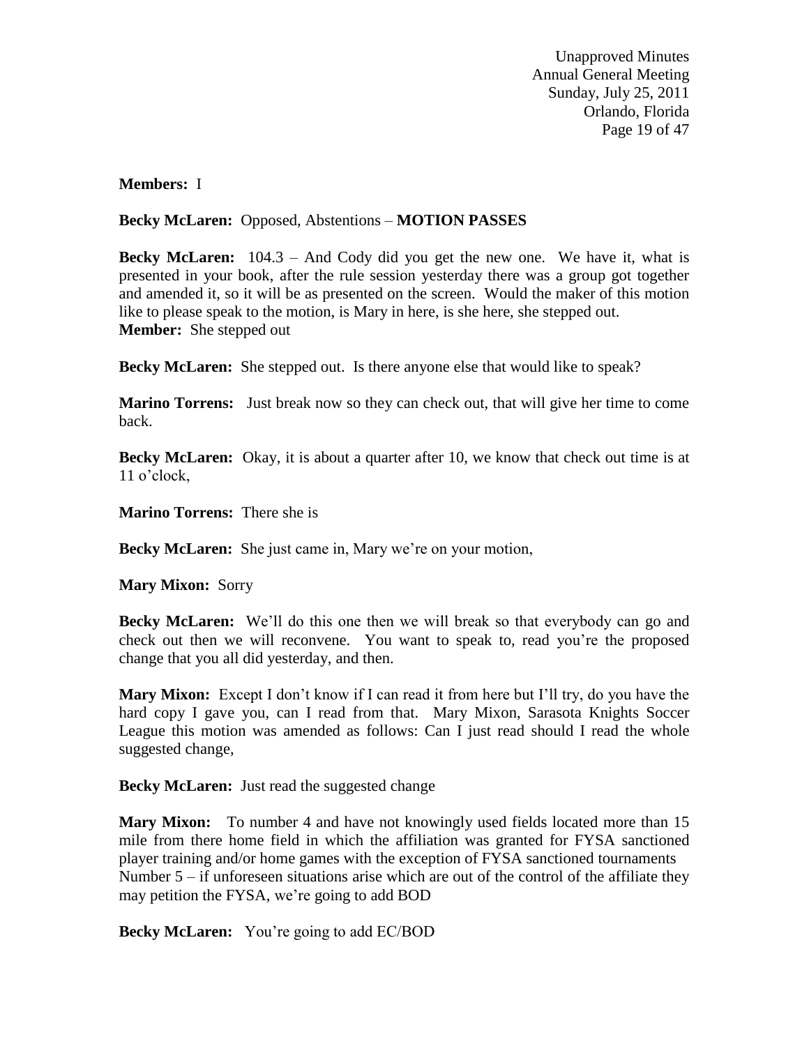**Members:** I

**Becky McLaren:** Opposed, Abstentions – **MOTION PASSES**

**Becky McLaren:** 104.3 – And Cody did you get the new one. We have it, what is presented in your book, after the rule session yesterday there was a group got together and amended it, so it will be as presented on the screen. Would the maker of this motion like to please speak to the motion, is Mary in here, is she here, she stepped out.
**Member:** She stepped out

**Becky McLaren:** She stepped out. Is there anyone else that would like to speak?

**Marino Torrens:** Just break now so they can check out, that will give her time to come back.

**Becky McLaren:** Okay, it is about a quarter after 10, we know that check out time is at 11 o'clock,

**Marino Torrens:** There she is

**Becky McLaren:** She just came in, Mary we're on your motion,

**Mary Mixon:** Sorry

**Becky McLaren:** We'll do this one then we will break so that everybody can go and check out then we will reconvene. You want to speak to, read you're the proposed change that you all did yesterday, and then.

**Mary Mixon:** Except I don't know if I can read it from here but I'll try, do you have the hard copy I gave you, can I read from that. Mary Mixon, Sarasota Knights Soccer League this motion was amended as follows: Can I just read should I read the whole suggested change,

**Becky McLaren:** Just read the suggested change

**Mary Mixon:** To number 4 and have not knowingly used fields located more than 15 mile from there home field in which the affiliation was granted for FYSA sanctioned player training and/or home games with the exception of FYSA sanctioned tournaments Number 5 – if unforeseen situations arise which are out of the control of the affiliate they may petition the FYSA, we're going to add BOD

**Becky McLaren:** You're going to add EC/BOD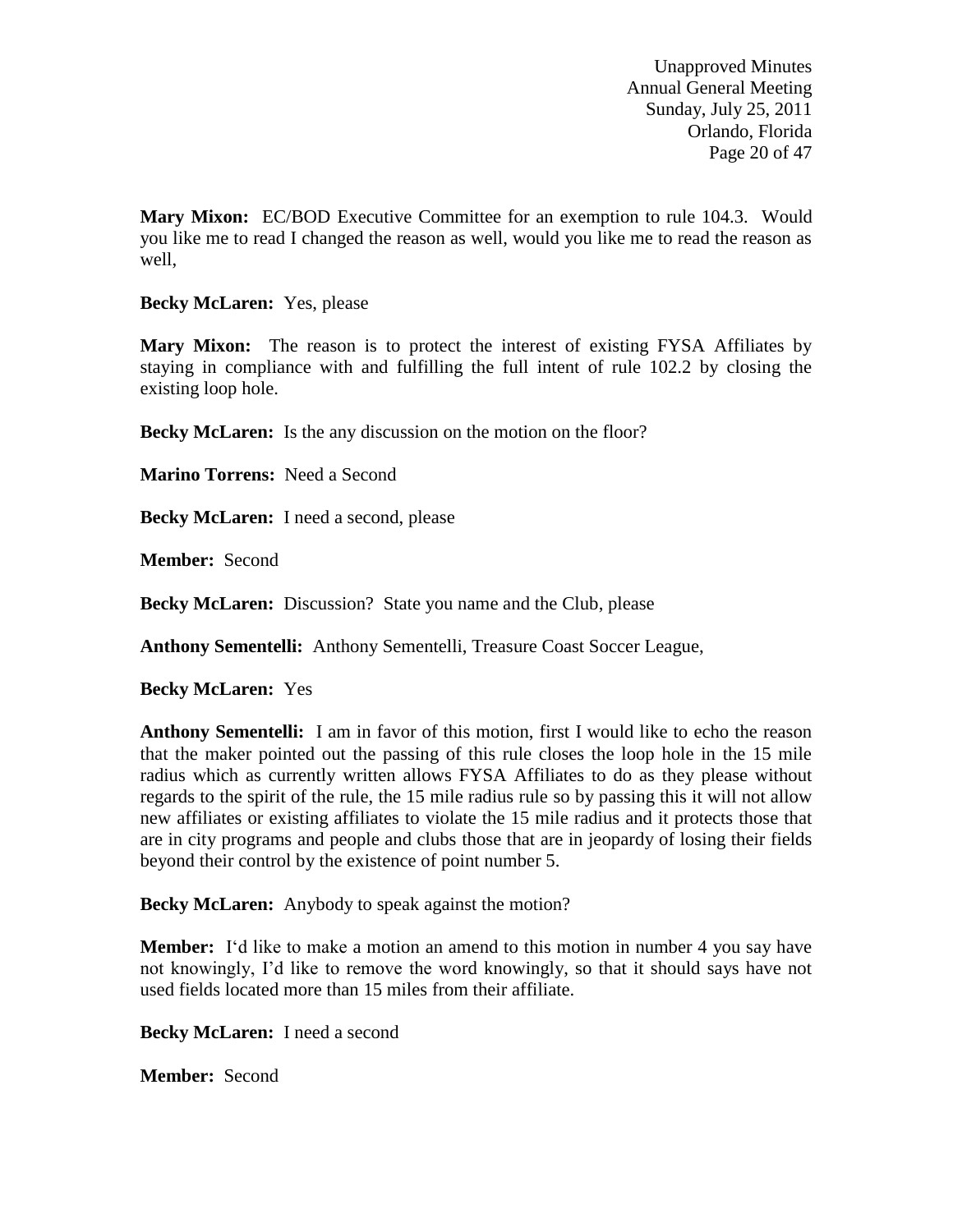**Mary Mixon:** EC/BOD Executive Committee for an exemption to rule 104.3. Would you like me to read I changed the reason as well, would you like me to read the reason as well,

**Becky McLaren:** Yes, please

**Mary Mixon:** The reason is to protect the interest of existing FYSA Affiliates by staying in compliance with and fulfilling the full intent of rule 102.2 by closing the existing loop hole.

**Becky McLaren:** Is the any discussion on the motion on the floor?

**Marino Torrens:** Need a Second

**Becky McLaren:** I need a second, please

**Member:** Second

**Becky McLaren:** Discussion? State you name and the Club, please

**Anthony Sementelli:** Anthony Sementelli, Treasure Coast Soccer League,

**Becky McLaren:** Yes

**Anthony Sementelli:** I am in favor of this motion, first I would like to echo the reason that the maker pointed out the passing of this rule closes the loop hole in the 15 mile radius which as currently written allows FYSA Affiliates to do as they please without regards to the spirit of the rule, the 15 mile radius rule so by passing this it will not allow new affiliates or existing affiliates to violate the 15 mile radius and it protects those that are in city programs and people and clubs those that are in jeopardy of losing their fields beyond their control by the existence of point number 5.

**Becky McLaren:** Anybody to speak against the motion?

**Member:** I'd like to make a motion an amend to this motion in number 4 you say have not knowingly, I'd like to remove the word knowingly, so that it should says have not used fields located more than 15 miles from their affiliate.

**Becky McLaren:** I need a second

**Member:** Second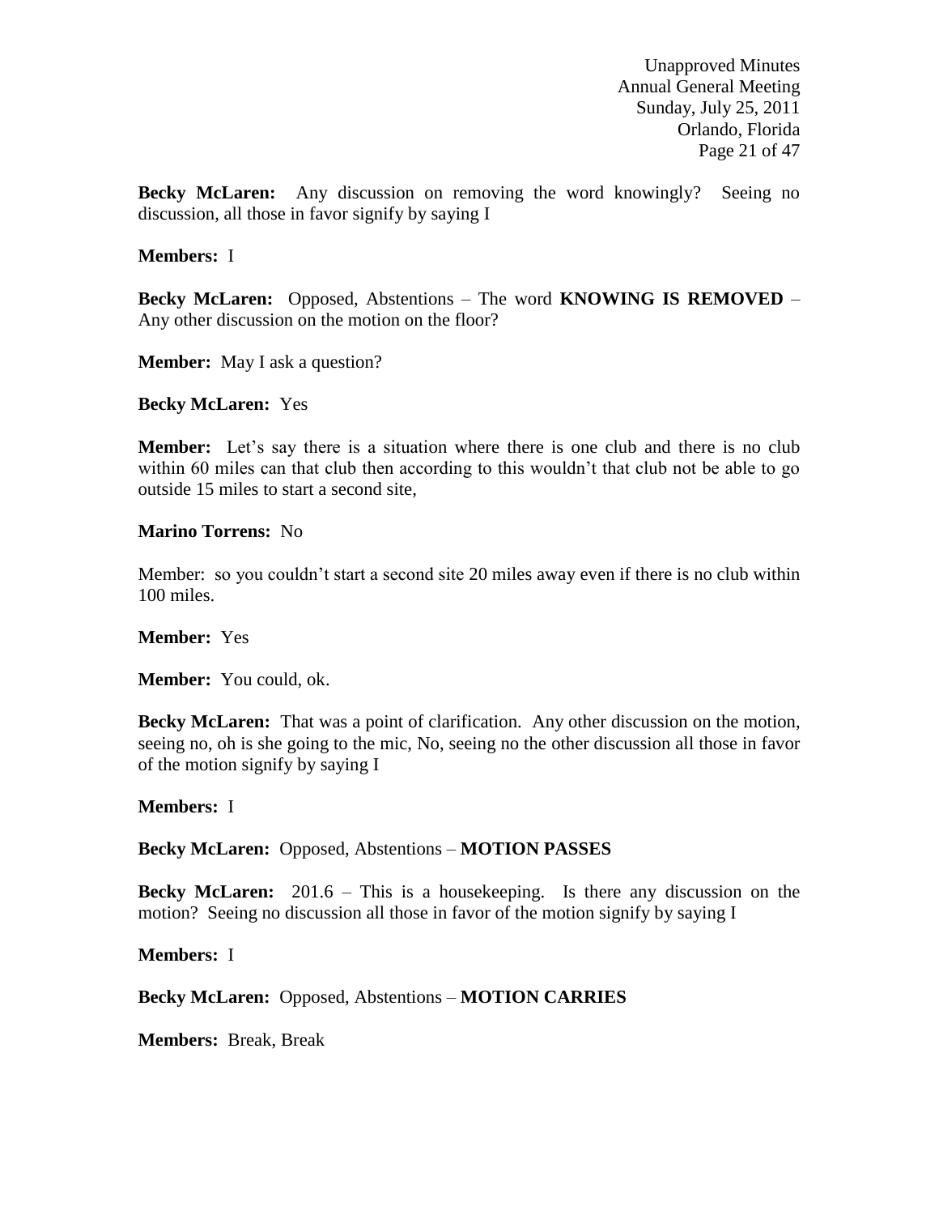**Becky McLaren:** Any discussion on removing the word knowingly? Seeing no discussion, all those in favor signify by saying I

**Members:** I

**Becky McLaren:** Opposed, Abstentions – The word **KNOWING IS REMOVED** – Any other discussion on the motion on the floor?

**Member:** May I ask a question?

**Becky McLaren:** Yes

**Member:** Let's say there is a situation where there is one club and there is no club within 60 miles can that club then according to this wouldn't that club not be able to go outside 15 miles to start a second site,

**Marino Torrens:** No

Member: so you couldn't start a second site 20 miles away even if there is no club within 100 miles.

**Member:** Yes

**Member:** You could, ok.

**Becky McLaren:** That was a point of clarification. Any other discussion on the motion, seeing no, oh is she going to the mic, No, seeing no the other discussion all those in favor of the motion signify by saying I

**Members:** I

**Becky McLaren:** Opposed, Abstentions – **MOTION PASSES**

**Becky McLaren:** 201.6 – This is a housekeeping. Is there any discussion on the motion? Seeing no discussion all those in favor of the motion signify by saying I

**Members:** I

**Becky McLaren:** Opposed, Abstentions – **MOTION CARRIES**

**Members:** Break, Break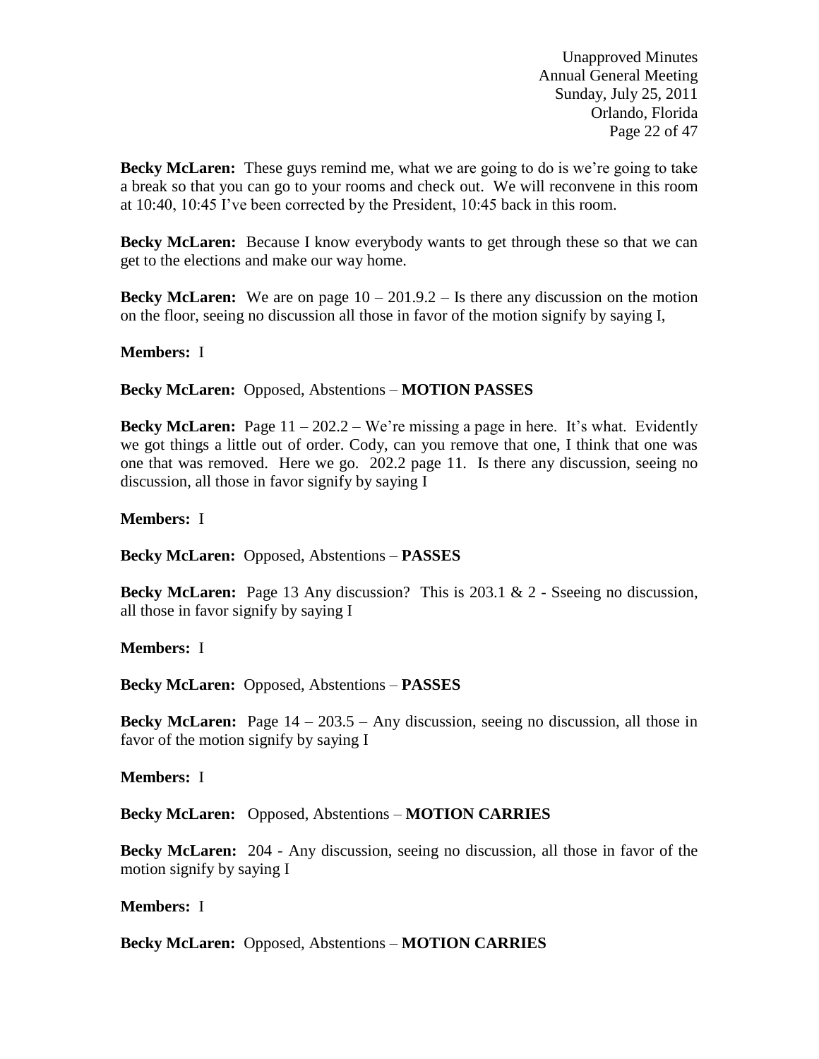**Becky McLaren:** These guys remind me, what we are going to do is we're going to take a break so that you can go to your rooms and check out. We will reconvene in this room at 10:40, 10:45 I've been corrected by the President, 10:45 back in this room.

**Becky McLaren:** Because I know everybody wants to get through these so that we can get to the elections and make our way home.

**Becky McLaren:** We are on page 10 – 201.9.2 – Is there any discussion on the motion on the floor, seeing no discussion all those in favor of the motion signify by saying I,

**Members:** I

**Becky McLaren:** Opposed, Abstentions – **MOTION PASSES**

**Becky McLaren:** Page 11 – 202.2 – We're missing a page in here. It's what. Evidently we got things a little out of order. Cody, can you remove that one, I think that one was one that was removed. Here we go. 202.2 page 11. Is there any discussion, seeing no discussion, all those in favor signify by saying I

**Members:** I

**Becky McLaren:** Opposed, Abstentions – **PASSES**

**Becky McLaren:** Page 13 Any discussion? This is 203.1 & 2 - Sseeing no discussion, all those in favor signify by saying I

**Members:** I

**Becky McLaren:** Opposed, Abstentions – **PASSES**

**Becky McLaren:** Page 14 – 203.5 – Any discussion, seeing no discussion, all those in favor of the motion signify by saying I

**Members:** I

**Becky McLaren:** Opposed, Abstentions – **MOTION CARRIES**

**Becky McLaren:** 204 - Any discussion, seeing no discussion, all those in favor of the motion signify by saying I

**Members:** I

**Becky McLaren:** Opposed, Abstentions – **MOTION CARRIES**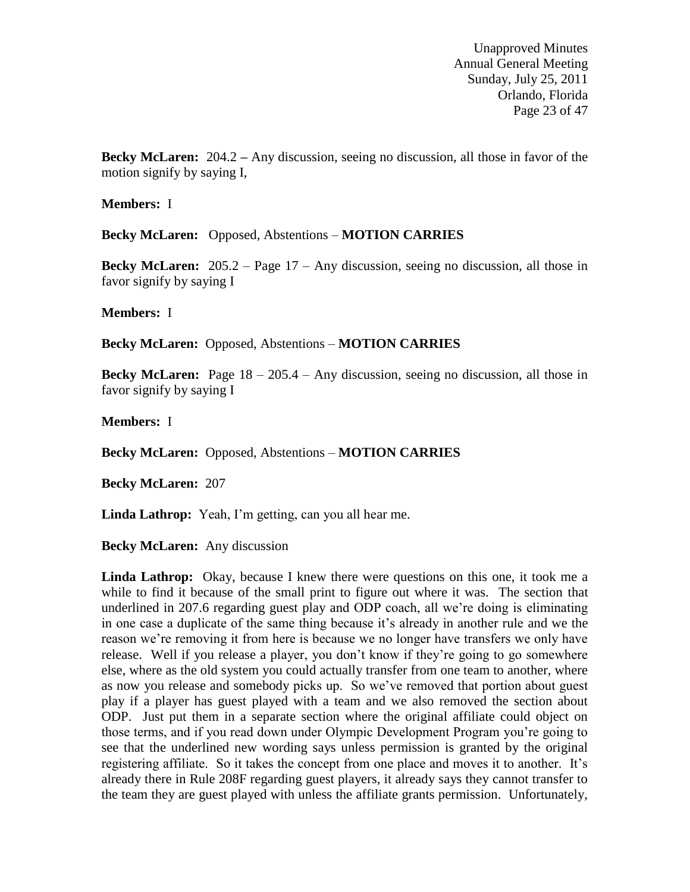**Becky McLaren:** 204.2 – Any discussion, seeing no discussion, all those in favor of the motion signify by saying I,

**Members:** I

**Becky McLaren:** Opposed, Abstentions – **MOTION CARRIES**

**Becky McLaren:** 205.2 – Page 17 – Any discussion, seeing no discussion, all those in favor signify by saying I

**Members:** I

**Becky McLaren:** Opposed, Abstentions – **MOTION CARRIES**

**Becky McLaren:** Page 18 – 205.4 – Any discussion, seeing no discussion, all those in favor signify by saying I

**Members:** I

**Becky McLaren:** Opposed, Abstentions – **MOTION CARRIES**

**Becky McLaren:** 207

**Linda Lathrop:** Yeah, I'm getting, can you all hear me.

**Becky McLaren:** Any discussion

**Linda Lathrop:** Okay, because I knew there were questions on this one, it took me a while to find it because of the small print to figure out where it was. The section that underlined in 207.6 regarding guest play and ODP coach, all we're doing is eliminating in one case a duplicate of the same thing because it's already in another rule and we the reason we're removing it from here is because we no longer have transfers we only have release. Well if you release a player, you don't know if they're going to go somewhere else, where as the old system you could actually transfer from one team to another, where as now you release and somebody picks up. So we've removed that portion about guest play if a player has guest played with a team and we also removed the section about ODP. Just put them in a separate section where the original affiliate could object on those terms, and if you read down under Olympic Development Program you're going to see that the underlined new wording says unless permission is granted by the original registering affiliate. So it takes the concept from one place and moves it to another. It's already there in Rule 208F regarding guest players, it already says they cannot transfer to the team they are guest played with unless the affiliate grants permission. Unfortunately,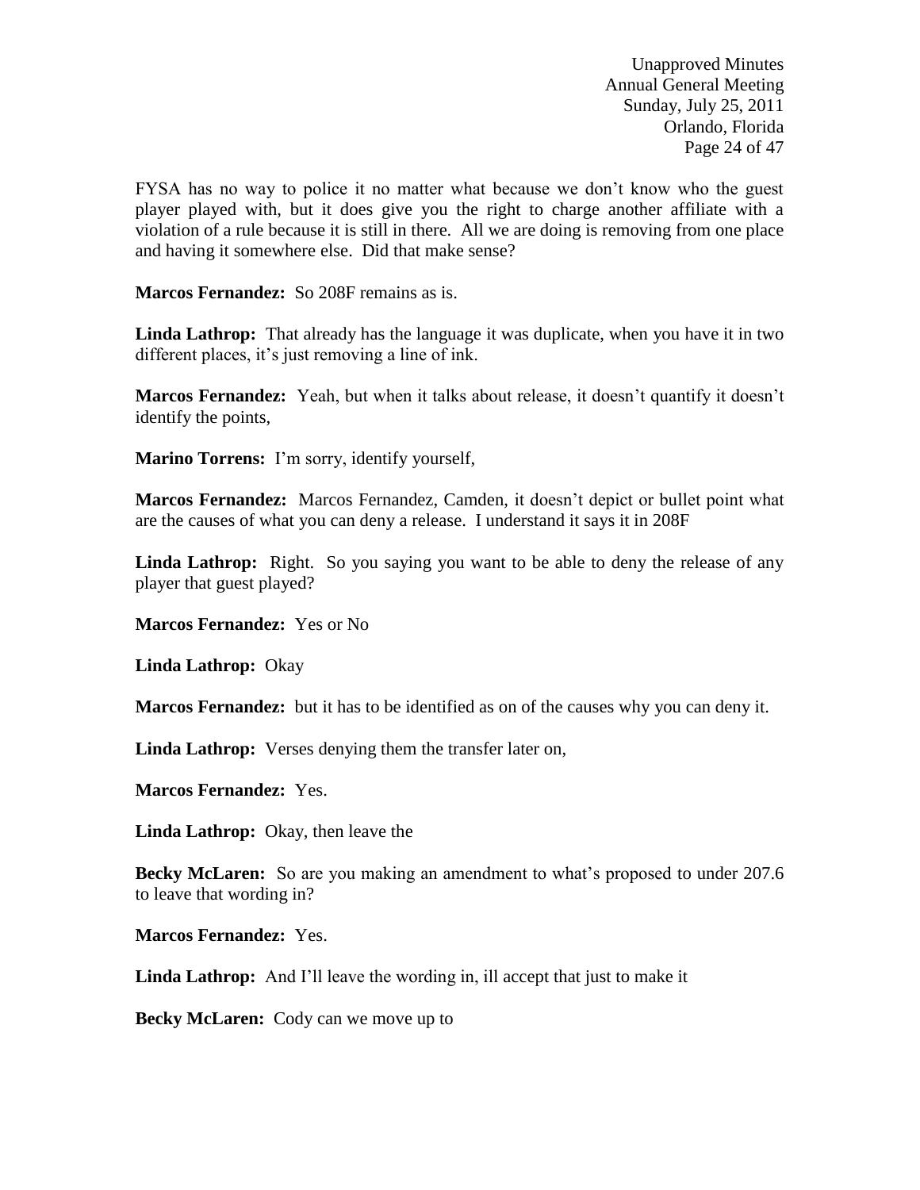FYSA has no way to police it no matter what because we don't know who the guest player played with, but it does give you the right to charge another affiliate with a violation of a rule because it is still in there. All we are doing is removing from one place and having it somewhere else. Did that make sense?

**Marcos Fernandez:** So 208F remains as is.

**Linda Lathrop:** That already has the language it was duplicate, when you have it in two different places, it's just removing a line of ink.

**Marcos Fernandez:** Yeah, but when it talks about release, it doesn't quantify it doesn't identify the points,

**Marino Torrens:** I'm sorry, identify yourself,

**Marcos Fernandez:** Marcos Fernandez, Camden, it doesn't depict or bullet point what are the causes of what you can deny a release. I understand it says it in 208F

**Linda Lathrop:** Right. So you saying you want to be able to deny the release of any player that guest played?

**Marcos Fernandez:** Yes or No

**Linda Lathrop:** Okay

**Marcos Fernandez:** but it has to be identified as on of the causes why you can deny it.

**Linda Lathrop:** Verses denying them the transfer later on,

**Marcos Fernandez:** Yes.

**Linda Lathrop:** Okay, then leave the

**Becky McLaren:** So are you making an amendment to what's proposed to under 207.6 to leave that wording in?

**Marcos Fernandez:** Yes.

**Linda Lathrop:** And I'll leave the wording in, ill accept that just to make it

**Becky McLaren:** Cody can we move up to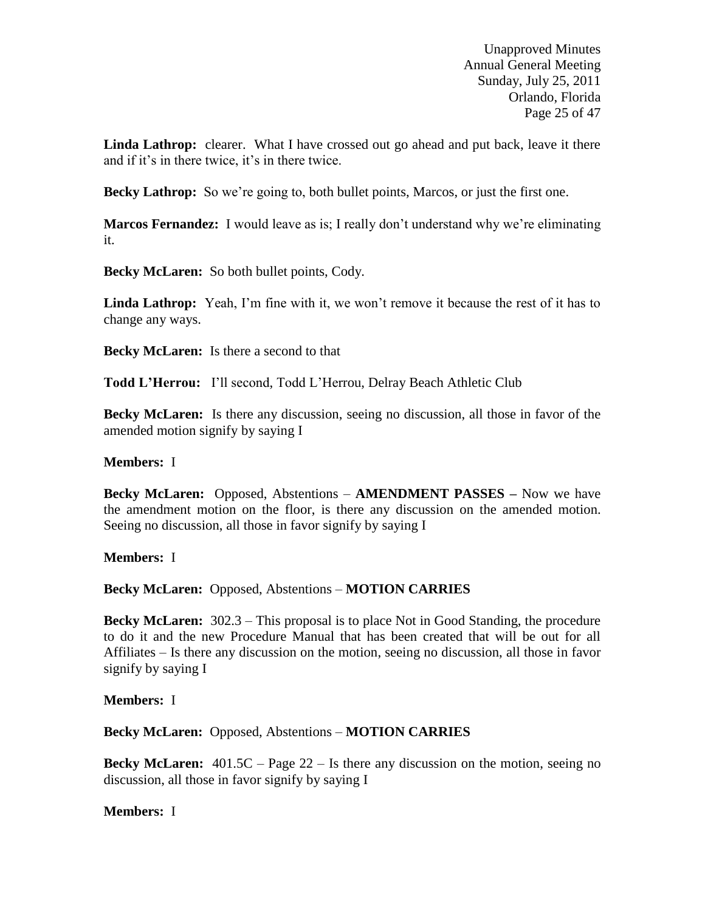**Linda Lathrop:** clearer. What I have crossed out go ahead and put back, leave it there and if it's in there twice, it's in there twice.

**Becky Lathrop:** So we're going to, both bullet points, Marcos, or just the first one.

**Marcos Fernandez:** I would leave as is; I really don't understand why we're eliminating it.

**Becky McLaren:** So both bullet points, Cody.

**Linda Lathrop:** Yeah, I'm fine with it, we won't remove it because the rest of it has to change any ways.

**Becky McLaren:** Is there a second to that

**Todd L'Herrou:** I'll second, Todd L'Herrou, Delray Beach Athletic Club

**Becky McLaren:** Is there any discussion, seeing no discussion, all those in favor of the amended motion signify by saying I

**Members:** I

**Becky McLaren:** Opposed, Abstentions – **AMENDMENT PASSES –** Now we have the amendment motion on the floor, is there any discussion on the amended motion. Seeing no discussion, all those in favor signify by saying I

**Members:** I

**Becky McLaren:** Opposed, Abstentions – **MOTION CARRIES**

**Becky McLaren:** 302.3 – This proposal is to place Not in Good Standing, the procedure to do it and the new Procedure Manual that has been created that will be out for all Affiliates – Is there any discussion on the motion, seeing no discussion, all those in favor signify by saying I

**Members:** I

**Becky McLaren:** Opposed, Abstentions – **MOTION CARRIES**

**Becky McLaren:** 401.5C – Page 22 – Is there any discussion on the motion, seeing no discussion, all those in favor signify by saying I

**Members:** I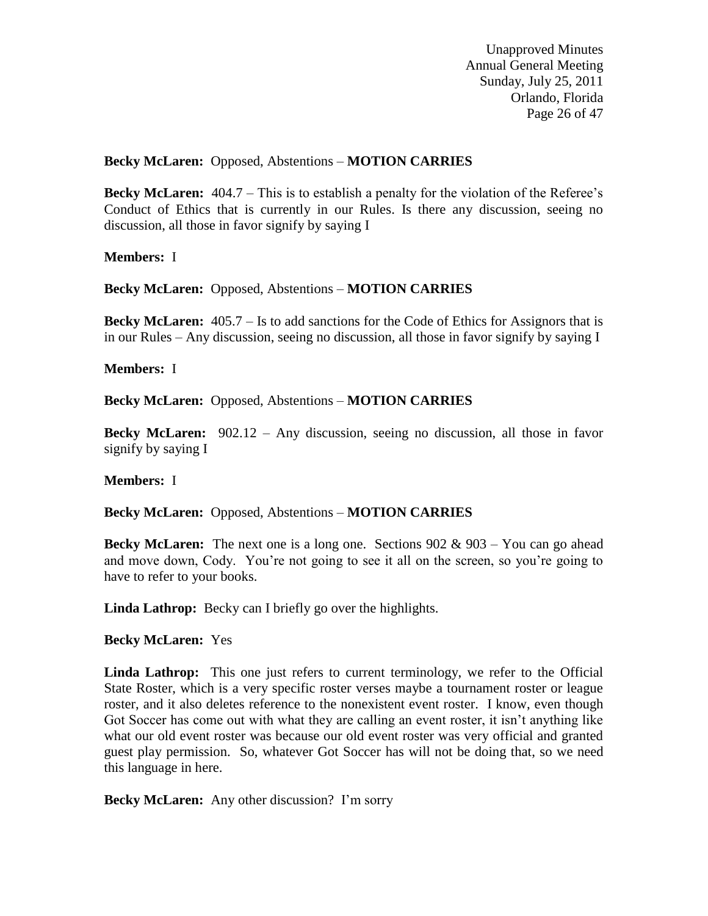**Becky McLaren:** Opposed, Abstentions – **MOTION CARRIES**

**Becky McLaren:** 404.7 – This is to establish a penalty for the violation of the Referee's Conduct of Ethics that is currently in our Rules. Is there any discussion, seeing no discussion, all those in favor signify by saying I

**Members:** I

**Becky McLaren:** Opposed, Abstentions – **MOTION CARRIES**

**Becky McLaren:** 405.7 – Is to add sanctions for the Code of Ethics for Assignors that is in our Rules – Any discussion, seeing no discussion, all those in favor signify by saying I

**Members:** I

**Becky McLaren:** Opposed, Abstentions – **MOTION CARRIES**

**Becky McLaren:** 902.12 – Any discussion, seeing no discussion, all those in favor signify by saying I

**Members:** I

**Becky McLaren:** Opposed, Abstentions – **MOTION CARRIES**

**Becky McLaren:** The next one is a long one. Sections 902 & 903 – You can go ahead and move down, Cody. You're not going to see it all on the screen, so you're going to have to refer to your books.

**Linda Lathrop:** Becky can I briefly go over the highlights.

**Becky McLaren:** Yes

**Linda Lathrop:** This one just refers to current terminology, we refer to the Official State Roster, which is a very specific roster verses maybe a tournament roster or league roster, and it also deletes reference to the nonexistent event roster. I know, even though Got Soccer has come out with what they are calling an event roster, it isn't anything like what our old event roster was because our old event roster was very official and granted guest play permission. So, whatever Got Soccer has will not be doing that, so we need this language in here.

**Becky McLaren:** Any other discussion? I'm sorry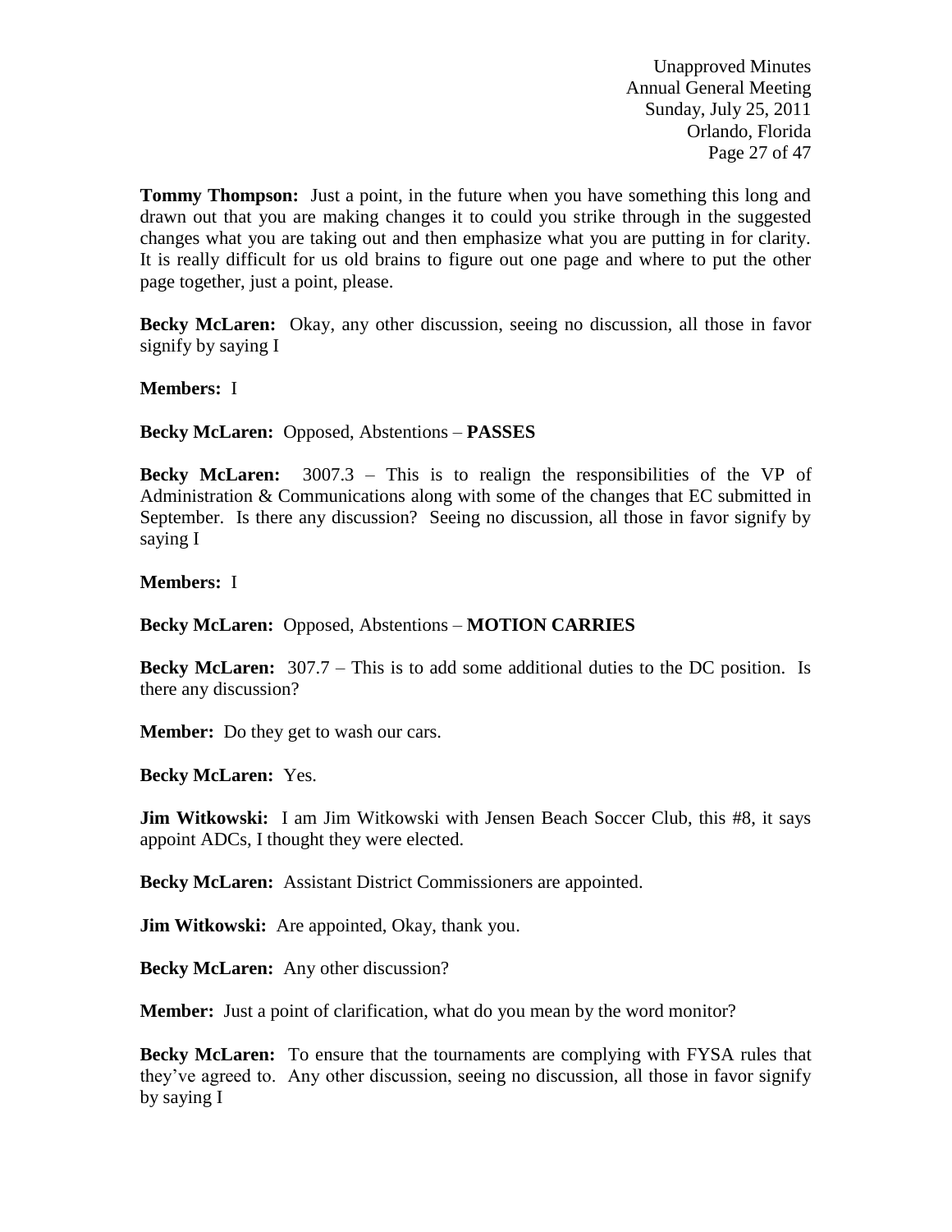**Tommy Thompson:** Just a point, in the future when you have something this long and drawn out that you are making changes it to could you strike through in the suggested changes what you are taking out and then emphasize what you are putting in for clarity. It is really difficult for us old brains to figure out one page and where to put the other page together, just a point, please.

**Becky McLaren:** Okay, any other discussion, seeing no discussion, all those in favor signify by saying I

**Members:** I

**Becky McLaren:** Opposed, Abstentions – **PASSES**

**Becky McLaren:** 3007.3 – This is to realign the responsibilities of the VP of Administration & Communications along with some of the changes that EC submitted in September. Is there any discussion? Seeing no discussion, all those in favor signify by saying I

**Members:** I

**Becky McLaren:** Opposed, Abstentions – **MOTION CARRIES**

**Becky McLaren:** 307.7 – This is to add some additional duties to the DC position. Is there any discussion?

**Member:** Do they get to wash our cars.

**Becky McLaren:** Yes.

**Jim Witkowski:** I am Jim Witkowski with Jensen Beach Soccer Club, this #8, it says appoint ADCs, I thought they were elected.

**Becky McLaren:** Assistant District Commissioners are appointed.

**Jim Witkowski:** Are appointed, Okay, thank you.

**Becky McLaren:** Any other discussion?

**Member:** Just a point of clarification, what do you mean by the word monitor?

**Becky McLaren:** To ensure that the tournaments are complying with FYSA rules that they've agreed to. Any other discussion, seeing no discussion, all those in favor signify by saying I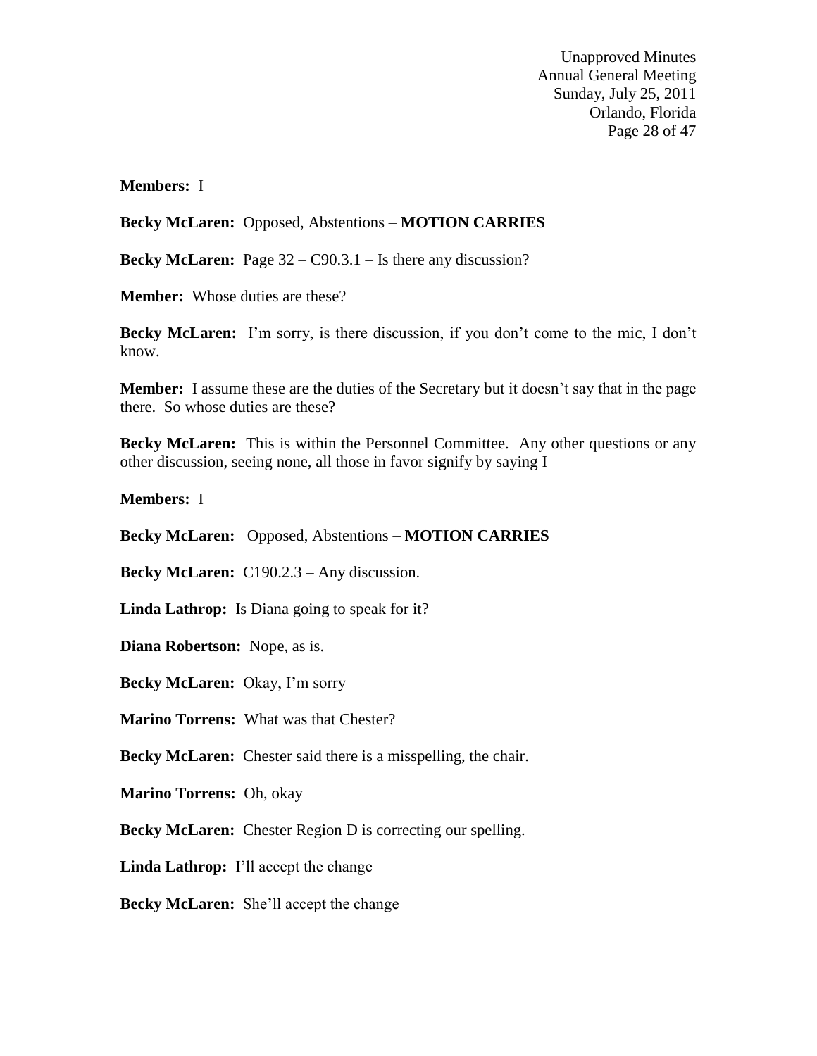**Members:** I

**Becky McLaren:** Opposed, Abstentions – **MOTION CARRIES**

**Becky McLaren:** Page 32 – C90.3.1 – Is there any discussion?

**Member:** Whose duties are these?

**Becky McLaren:** I'm sorry, is there discussion, if you don't come to the mic, I don't know.

**Member:** I assume these are the duties of the Secretary but it doesn't say that in the page there. So whose duties are these?

**Becky McLaren:** This is within the Personnel Committee. Any other questions or any other discussion, seeing none, all those in favor signify by saying I

**Members:** I

**Becky McLaren:** Opposed, Abstentions – **MOTION CARRIES**

**Becky McLaren:** C190.2.3 – Any discussion.

**Linda Lathrop:** Is Diana going to speak for it?

**Diana Robertson:** Nope, as is.

**Becky McLaren:** Okay, I'm sorry

**Marino Torrens:** What was that Chester?

**Becky McLaren:** Chester said there is a misspelling, the chair.

**Marino Torrens:** Oh, okay

**Becky McLaren:** Chester Region D is correcting our spelling.

**Linda Lathrop:** I'll accept the change

**Becky McLaren:** She'll accept the change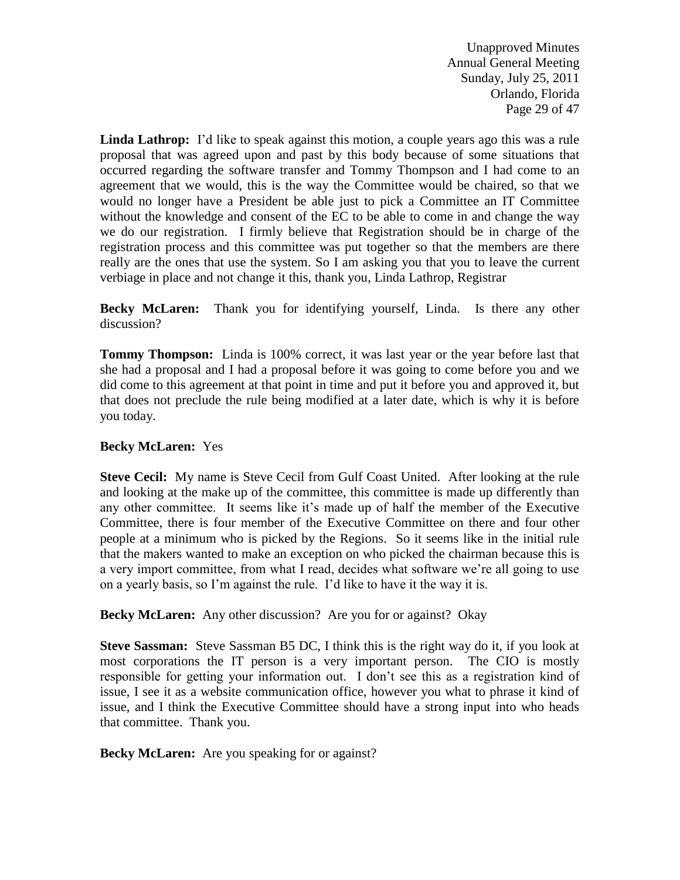**Linda Lathrop:** I'd like to speak against this motion, a couple years ago this was a rule proposal that was agreed upon and past by this body because of some situations that occurred regarding the software transfer and Tommy Thompson and I had come to an agreement that we would, this is the way the Committee would be chaired, so that we would no longer have a President be able just to pick a Committee an IT Committee without the knowledge and consent of the EC to be able to come in and change the way we do our registration. I firmly believe that Registration should be in charge of the registration process and this committee was put together so that the members are there really are the ones that use the system. So I am asking you that you to leave the current verbiage in place and not change it this, thank you, Linda Lathrop, Registrar

**Becky McLaren:** Thank you for identifying yourself, Linda. Is there any other discussion?

**Tommy Thompson:** Linda is 100% correct, it was last year or the year before last that she had a proposal and I had a proposal before it was going to come before you and we did come to this agreement at that point in time and put it before you and approved it, but that does not preclude the rule being modified at a later date, which is why it is before you today.

**Becky McLaren:** Yes

**Steve Cecil:** My name is Steve Cecil from Gulf Coast United. After looking at the rule and looking at the make up of the committee, this committee is made up differently than any other committee. It seems like it's made up of half the member of the Executive Committee, there is four member of the Executive Committee on there and four other people at a minimum who is picked by the Regions. So it seems like in the initial rule that the makers wanted to make an exception on who picked the chairman because this is a very import committee, from what I read, decides what software we're all going to use on a yearly basis, so I'm against the rule. I'd like to have it the way it is.

**Becky McLaren:** Any other discussion? Are you for or against? Okay

**Steve Sassman:** Steve Sassman B5 DC, I think this is the right way do it, if you look at most corporations the IT person is a very important person. The CIO is mostly responsible for getting your information out. I don't see this as a registration kind of issue, I see it as a website communication office, however you what to phrase it kind of issue, and I think the Executive Committee should have a strong input into who heads that committee. Thank you.

**Becky McLaren:** Are you speaking for or against?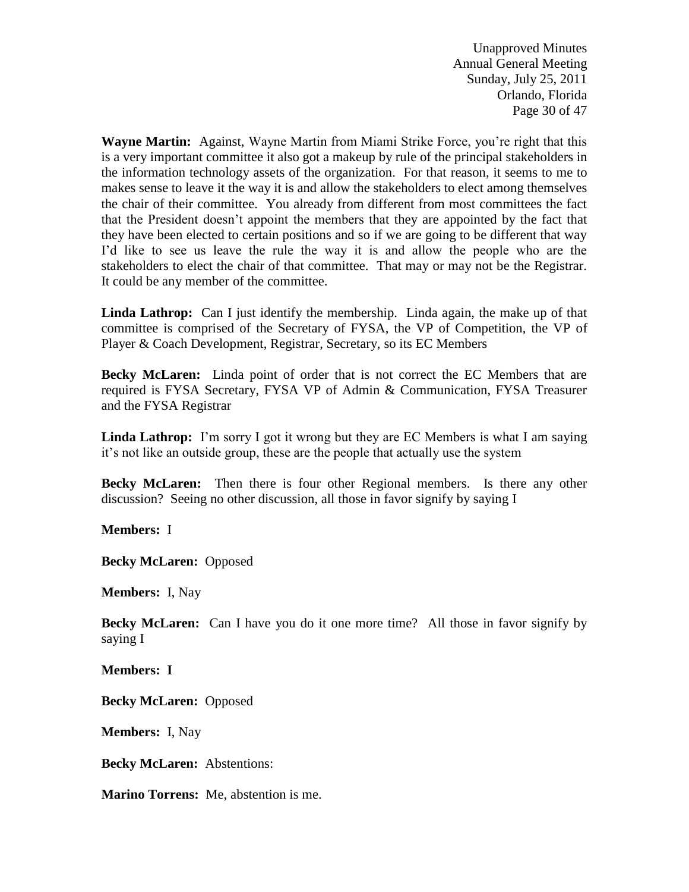**Wayne Martin:** Against, Wayne Martin from Miami Strike Force, you're right that this is a very important committee it also got a makeup by rule of the principal stakeholders in the information technology assets of the organization. For that reason, it seems to me to makes sense to leave it the way it is and allow the stakeholders to elect among themselves the chair of their committee. You already from different from most committees the fact that the President doesn't appoint the members that they are appointed by the fact that they have been elected to certain positions and so if we are going to be different that way I'd like to see us leave the rule the way it is and allow the people who are the stakeholders to elect the chair of that committee. That may or may not be the Registrar. It could be any member of the committee.

**Linda Lathrop:** Can I just identify the membership. Linda again, the make up of that committee is comprised of the Secretary of FYSA, the VP of Competition, the VP of Player & Coach Development, Registrar, Secretary, so its EC Members

**Becky McLaren:** Linda point of order that is not correct the EC Members that are required is FYSA Secretary, FYSA VP of Admin & Communication, FYSA Treasurer and the FYSA Registrar

**Linda Lathrop:** I'm sorry I got it wrong but they are EC Members is what I am saying it's not like an outside group, these are the people that actually use the system

**Becky McLaren:** Then there is four other Regional members. Is there any other discussion? Seeing no other discussion, all those in favor signify by saying I

**Members:** I

**Becky McLaren:** Opposed

**Members:** I, Nay

**Becky McLaren:** Can I have you do it one more time? All those in favor signify by saying I

**Members: I**

**Becky McLaren:** Opposed

**Members:** I, Nay

**Becky McLaren:** Abstentions:

**Marino Torrens:** Me, abstention is me.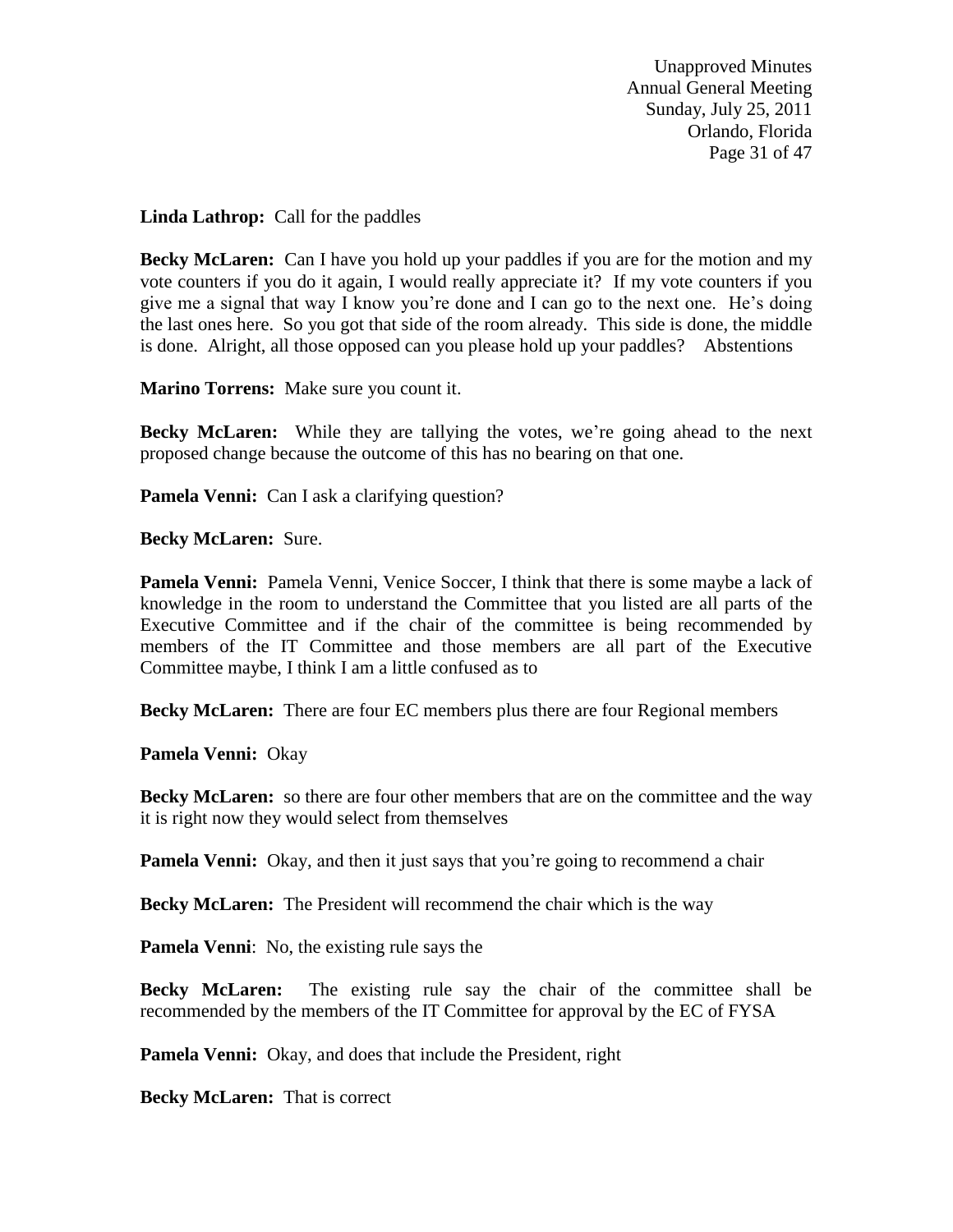**Linda Lathrop:** Call for the paddles

**Becky McLaren:** Can I have you hold up your paddles if you are for the motion and my vote counters if you do it again, I would really appreciate it? If my vote counters if you give me a signal that way I know you're done and I can go to the next one. He's doing the last ones here. So you got that side of the room already. This side is done, the middle is done. Alright, all those opposed can you please hold up your paddles? Abstentions

**Marino Torrens:** Make sure you count it.

**Becky McLaren:** While they are tallying the votes, we're going ahead to the next proposed change because the outcome of this has no bearing on that one.

**Pamela Venni:** Can I ask a clarifying question?

**Becky McLaren:** Sure.

**Pamela Venni:** Pamela Venni, Venice Soccer, I think that there is some maybe a lack of knowledge in the room to understand the Committee that you listed are all parts of the Executive Committee and if the chair of the committee is being recommended by members of the IT Committee and those members are all part of the Executive Committee maybe, I think I am a little confused as to

**Becky McLaren:** There are four EC members plus there are four Regional members

**Pamela Venni:** Okay

**Becky McLaren:** so there are four other members that are on the committee and the way it is right now they would select from themselves

**Pamela Venni:** Okay, and then it just says that you're going to recommend a chair

**Becky McLaren:** The President will recommend the chair which is the way

**Pamela Venni**: No, the existing rule says the

**Becky McLaren:** The existing rule say the chair of the committee shall be recommended by the members of the IT Committee for approval by the EC of FYSA

**Pamela Venni:** Okay, and does that include the President, right

**Becky McLaren:** That is correct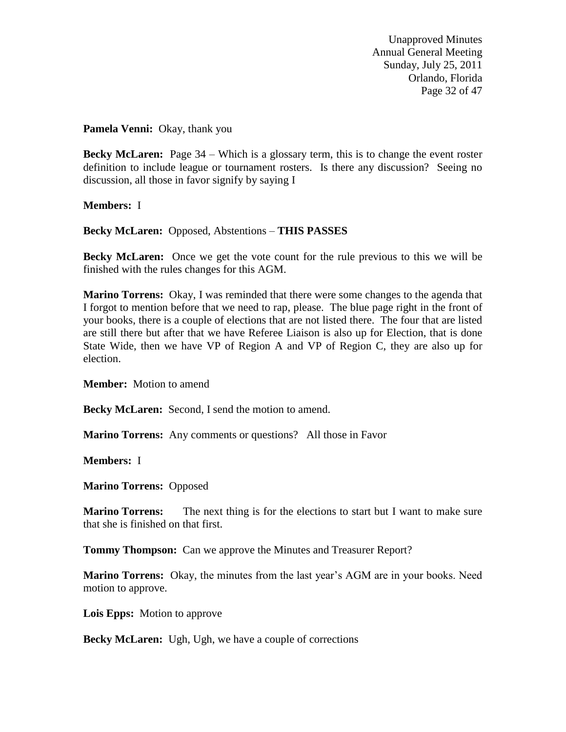**Pamela Venni:** Okay, thank you

**Becky McLaren:** Page 34 – Which is a glossary term, this is to change the event roster definition to include league or tournament rosters. Is there any discussion? Seeing no discussion, all those in favor signify by saying I

**Members:** I

**Becky McLaren:** Opposed, Abstentions – **THIS PASSES**

**Becky McLaren:** Once we get the vote count for the rule previous to this we will be finished with the rules changes for this AGM.

**Marino Torrens:** Okay, I was reminded that there were some changes to the agenda that I forgot to mention before that we need to rap, please. The blue page right in the front of your books, there is a couple of elections that are not listed there. The four that are listed are still there but after that we have Referee Liaison is also up for Election, that is done State Wide, then we have VP of Region A and VP of Region C, they are also up for election.

**Member:** Motion to amend

**Becky McLaren:** Second, I send the motion to amend.

**Marino Torrens:** Any comments or questions? All those in Favor

**Members:** I

**Marino Torrens:** Opposed

**Marino Torrens:** The next thing is for the elections to start but I want to make sure that she is finished on that first.

**Tommy Thompson:** Can we approve the Minutes and Treasurer Report?

**Marino Torrens:** Okay, the minutes from the last year's AGM are in your books. Need motion to approve.

**Lois Epps:** Motion to approve

**Becky McLaren:** Ugh, Ugh, we have a couple of corrections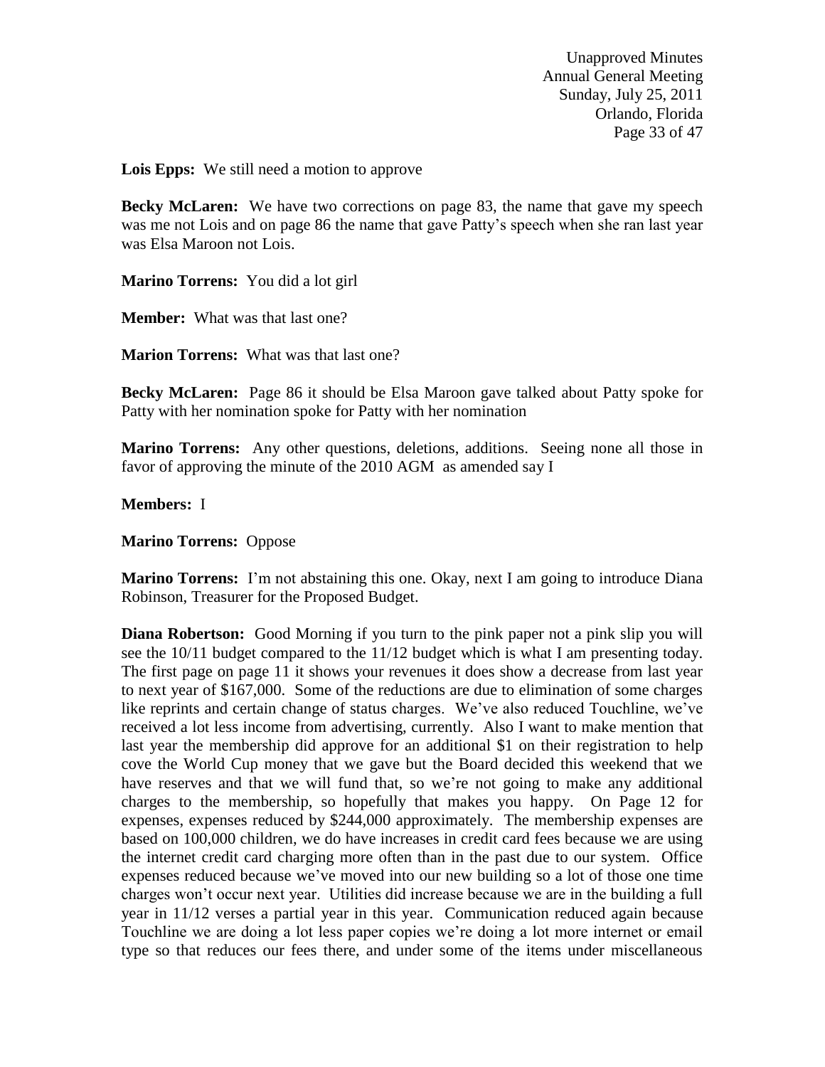**Lois Epps:** We still need a motion to approve

**Becky McLaren:** We have two corrections on page 83, the name that gave my speech was me not Lois and on page 86 the name that gave Patty's speech when she ran last year was Elsa Maroon not Lois.

**Marino Torrens:** You did a lot girl

**Member:** What was that last one?

**Marion Torrens:** What was that last one?

**Becky McLaren:** Page 86 it should be Elsa Maroon gave talked about Patty spoke for Patty with her nomination spoke for Patty with her nomination

**Marino Torrens:** Any other questions, deletions, additions. Seeing none all those in favor of approving the minute of the 2010 AGM as amended say I

**Members:** I

**Marino Torrens:** Oppose

**Marino Torrens:** I'm not abstaining this one. Okay, next I am going to introduce Diana Robinson, Treasurer for the Proposed Budget.

**Diana Robertson:** Good Morning if you turn to the pink paper not a pink slip you will see the 10/11 budget compared to the 11/12 budget which is what I am presenting today. The first page on page 11 it shows your revenues it does show a decrease from last year to next year of $167,000. Some of the reductions are due to elimination of some charges like reprints and certain change of status charges. We've also reduced Touchline, we've received a lot less income from advertising, currently. Also I want to make mention that last year the membership did approve for an additional $1 on their registration to help cove the World Cup money that we gave but the Board decided this weekend that we have reserves and that we will fund that, so we're not going to make any additional charges to the membership, so hopefully that makes you happy. On Page 12 for expenses, expenses reduced by $244,000 approximately. The membership expenses are based on 100,000 children, we do have increases in credit card fees because we are using the internet credit card charging more often than in the past due to our system. Office expenses reduced because we've moved into our new building so a lot of those one time charges won't occur next year. Utilities did increase because we are in the building a full year in 11/12 verses a partial year in this year. Communication reduced again because Touchline we are doing a lot less paper copies we're doing a lot more internet or email type so that reduces our fees there, and under some of the items under miscellaneous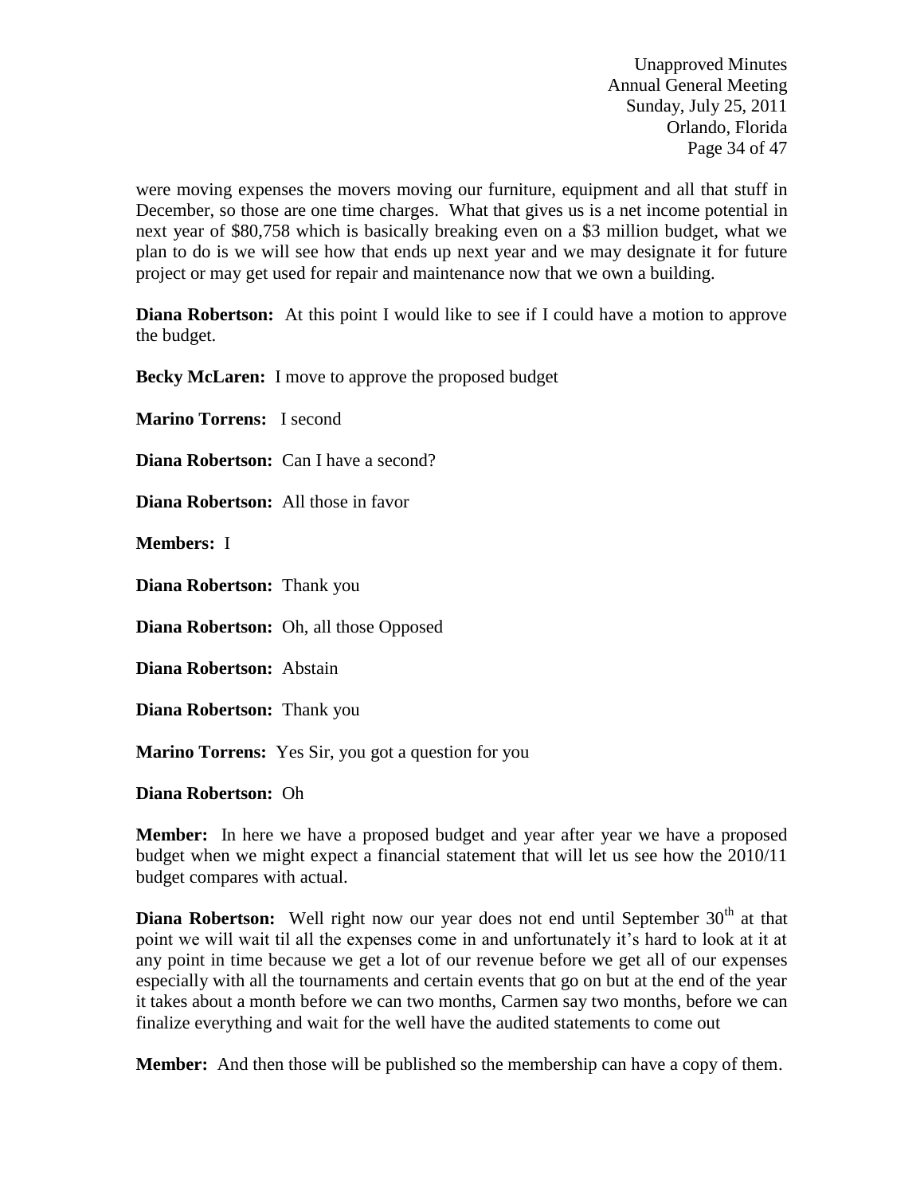were moving expenses the movers moving our furniture, equipment and all that stuff in December, so those are one time charges. What that gives us is a net income potential in next year of $80,758 which is basically breaking even on a $3 million budget, what we plan to do is we will see how that ends up next year and we may designate it for future project or may get used for repair and maintenance now that we own a building.

**Diana Robertson:** At this point I would like to see if I could have a motion to approve the budget.

**Becky McLaren:** I move to approve the proposed budget

**Marino Torrens:** I second

**Diana Robertson:** Can I have a second?

**Diana Robertson:** All those in favor

**Members:** I

**Diana Robertson:** Thank you

**Diana Robertson:** Oh, all those Opposed

**Diana Robertson:** Abstain

**Diana Robertson:** Thank you

**Marino Torrens:** Yes Sir, you got a question for you

**Diana Robertson:** Oh

**Member:** In here we have a proposed budget and year after year we have a proposed budget when we might expect a financial statement that will let us see how the 2010/11 budget compares with actual.

**Diana Robertson:** Well right now our year does not end until September 30th at that point we will wait til all the expenses come in and unfortunately it's hard to look at it at any point in time because we get a lot of our revenue before we get all of our expenses especially with all the tournaments and certain events that go on but at the end of the year it takes about a month before we can two months, Carmen say two months, before we can finalize everything and wait for the well have the audited statements to come out

**Member:** And then those will be published so the membership can have a copy of them.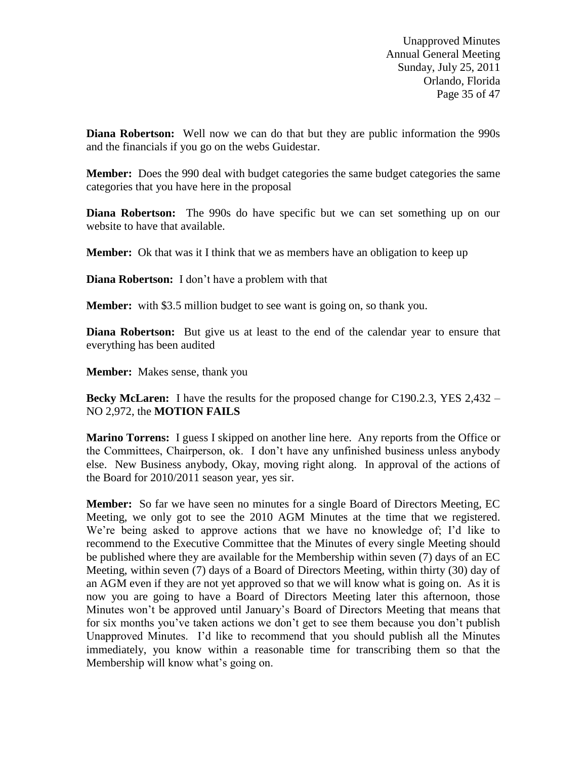**Diana Robertson:** Well now we can do that but they are public information the 990s and the financials if you go on the webs Guidestar.

**Member:** Does the 990 deal with budget categories the same budget categories the same categories that you have here in the proposal

**Diana Robertson:** The 990s do have specific but we can set something up on our website to have that available.

**Member:** Ok that was it I think that we as members have an obligation to keep up

**Diana Robertson:** I don't have a problem with that

**Member:** with $3.5 million budget to see want is going on, so thank you.

**Diana Robertson:** But give us at least to the end of the calendar year to ensure that everything has been audited

**Member:** Makes sense, thank you

**Becky McLaren:** I have the results for the proposed change for C190.2.3, YES 2,432 – NO 2,972, the **MOTION FAILS**

**Marino Torrens:** I guess I skipped on another line here. Any reports from the Office or the Committees, Chairperson, ok. I don't have any unfinished business unless anybody else. New Business anybody, Okay, moving right along. In approval of the actions of the Board for 2010/2011 season year, yes sir.

**Member:** So far we have seen no minutes for a single Board of Directors Meeting, EC Meeting, we only got to see the 2010 AGM Minutes at the time that we registered. We're being asked to approve actions that we have no knowledge of; I'd like to recommend to the Executive Committee that the Minutes of every single Meeting should be published where they are available for the Membership within seven (7) days of an EC Meeting, within seven (7) days of a Board of Directors Meeting, within thirty (30) day of an AGM even if they are not yet approved so that we will know what is going on. As it is now you are going to have a Board of Directors Meeting later this afternoon, those Minutes won't be approved until January's Board of Directors Meeting that means that for six months you've taken actions we don't get to see them because you don't publish Unapproved Minutes. I'd like to recommend that you should publish all the Minutes immediately, you know within a reasonable time for transcribing them so that the Membership will know what's going on.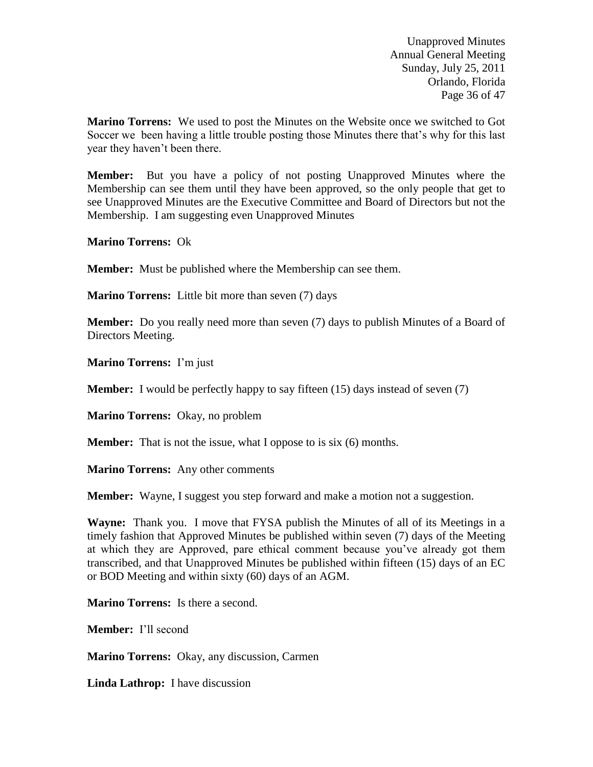**Marino Torrens:** We used to post the Minutes on the Website once we switched to Got Soccer we been having a little trouble posting those Minutes there that's why for this last year they haven't been there.

**Member:** But you have a policy of not posting Unapproved Minutes where the Membership can see them until they have been approved, so the only people that get to see Unapproved Minutes are the Executive Committee and Board of Directors but not the Membership. I am suggesting even Unapproved Minutes

**Marino Torrens:** Ok

**Member:** Must be published where the Membership can see them.

**Marino Torrens:** Little bit more than seven (7) days

**Member:** Do you really need more than seven (7) days to publish Minutes of a Board of Directors Meeting.

**Marino Torrens:** I'm just

**Member:** I would be perfectly happy to say fifteen (15) days instead of seven (7)

**Marino Torrens:** Okay, no problem

**Member:** That is not the issue, what I oppose to is six (6) months.

**Marino Torrens:** Any other comments

**Member:** Wayne, I suggest you step forward and make a motion not a suggestion.

**Wayne:** Thank you. I move that FYSA publish the Minutes of all of its Meetings in a timely fashion that Approved Minutes be published within seven (7) days of the Meeting at which they are Approved, pare ethical comment because you've already got them transcribed, and that Unapproved Minutes be published within fifteen (15) days of an EC or BOD Meeting and within sixty (60) days of an AGM.

**Marino Torrens:** Is there a second.

**Member:** I'll second

**Marino Torrens:** Okay, any discussion, Carmen

**Linda Lathrop:** I have discussion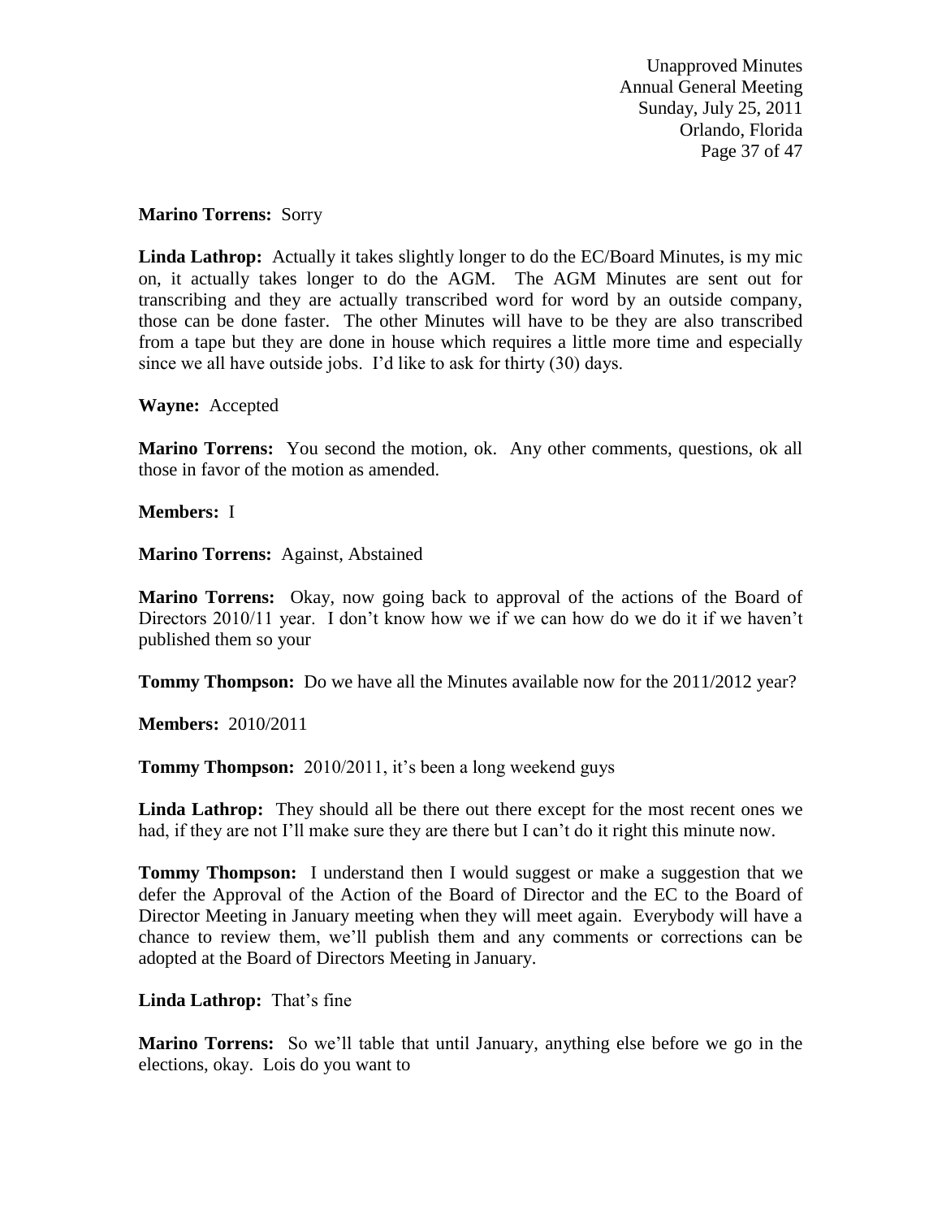**Marino Torrens:** Sorry

**Linda Lathrop:** Actually it takes slightly longer to do the EC/Board Minutes, is my mic on, it actually takes longer to do the AGM. The AGM Minutes are sent out for transcribing and they are actually transcribed word for word by an outside company, those can be done faster. The other Minutes will have to be they are also transcribed from a tape but they are done in house which requires a little more time and especially since we all have outside jobs. I'd like to ask for thirty (30) days.

**Wayne:** Accepted

**Marino Torrens:** You second the motion, ok. Any other comments, questions, ok all those in favor of the motion as amended.

**Members:** I

**Marino Torrens:** Against, Abstained

**Marino Torrens:** Okay, now going back to approval of the actions of the Board of Directors 2010/11 year. I don't know how we if we can how do we do it if we haven't published them so your

**Tommy Thompson:** Do we have all the Minutes available now for the 2011/2012 year?

**Members:** 2010/2011

**Tommy Thompson:** 2010/2011, it's been a long weekend guys

**Linda Lathrop:** They should all be there out there except for the most recent ones we had, if they are not I'll make sure they are there but I can't do it right this minute now.

**Tommy Thompson:** I understand then I would suggest or make a suggestion that we defer the Approval of the Action of the Board of Director and the EC to the Board of Director Meeting in January meeting when they will meet again. Everybody will have a chance to review them, we'll publish them and any comments or corrections can be adopted at the Board of Directors Meeting in January.

**Linda Lathrop:** That's fine

**Marino Torrens:** So we'll table that until January, anything else before we go in the elections, okay. Lois do you want to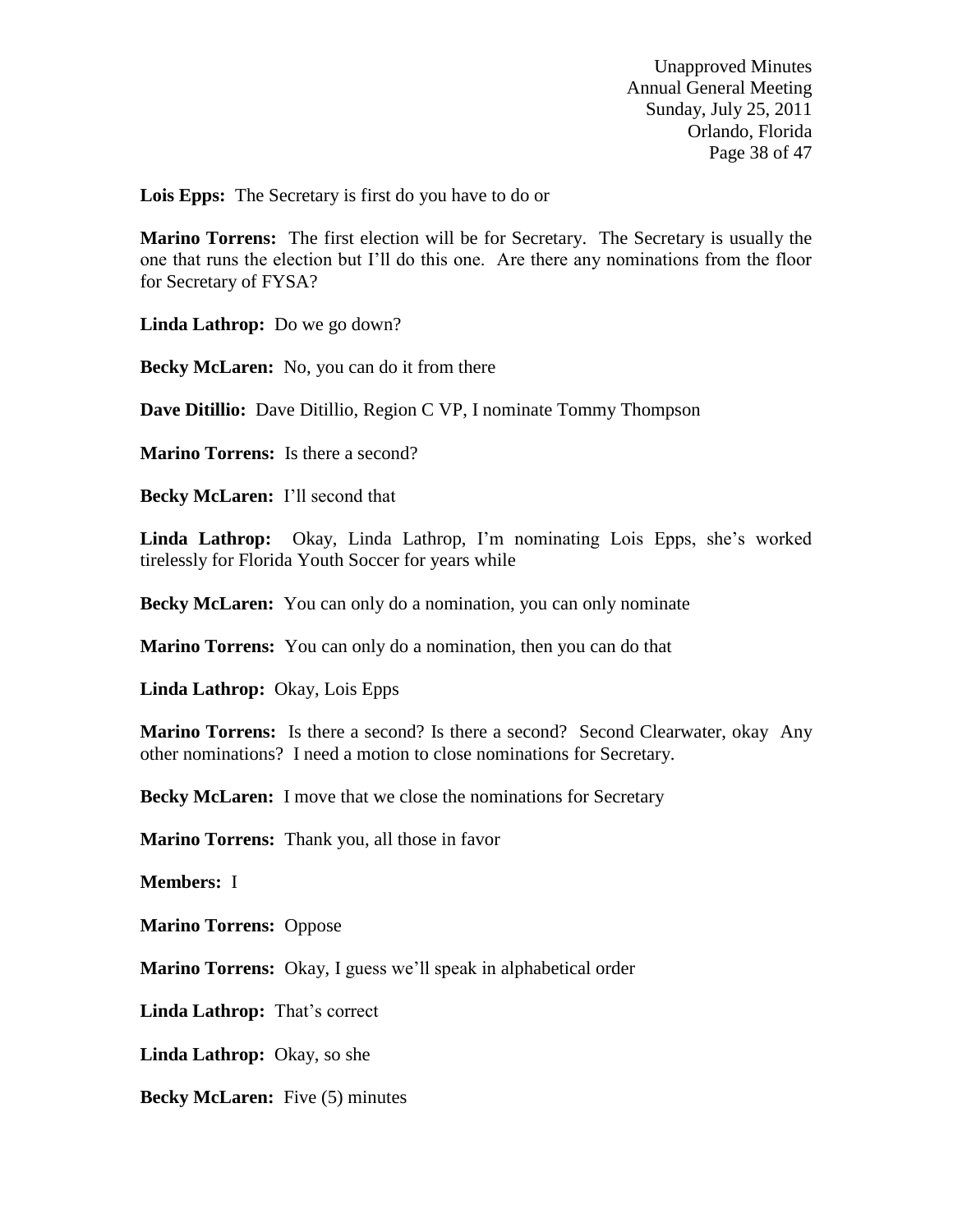**Lois Epps:** The Secretary is first do you have to do or

**Marino Torrens:** The first election will be for Secretary. The Secretary is usually the one that runs the election but I'll do this one. Are there any nominations from the floor for Secretary of FYSA?

**Linda Lathrop:** Do we go down?

**Becky McLaren:** No, you can do it from there

**Dave Ditillio:** Dave Ditillio, Region C VP, I nominate Tommy Thompson

**Marino Torrens:** Is there a second?

**Becky McLaren:** I'll second that

**Linda Lathrop:** Okay, Linda Lathrop, I'm nominating Lois Epps, she's worked tirelessly for Florida Youth Soccer for years while

**Becky McLaren:** You can only do a nomination, you can only nominate

**Marino Torrens:** You can only do a nomination, then you can do that

**Linda Lathrop:** Okay, Lois Epps

**Marino Torrens:** Is there a second? Is there a second? Second Clearwater, okay Any other nominations? I need a motion to close nominations for Secretary.

**Becky McLaren:** I move that we close the nominations for Secretary

**Marino Torrens:** Thank you, all those in favor

**Members:** I

**Marino Torrens:** Oppose

**Marino Torrens:** Okay, I guess we'll speak in alphabetical order

**Linda Lathrop:** That's correct

**Linda Lathrop:** Okay, so she

**Becky McLaren:** Five (5) minutes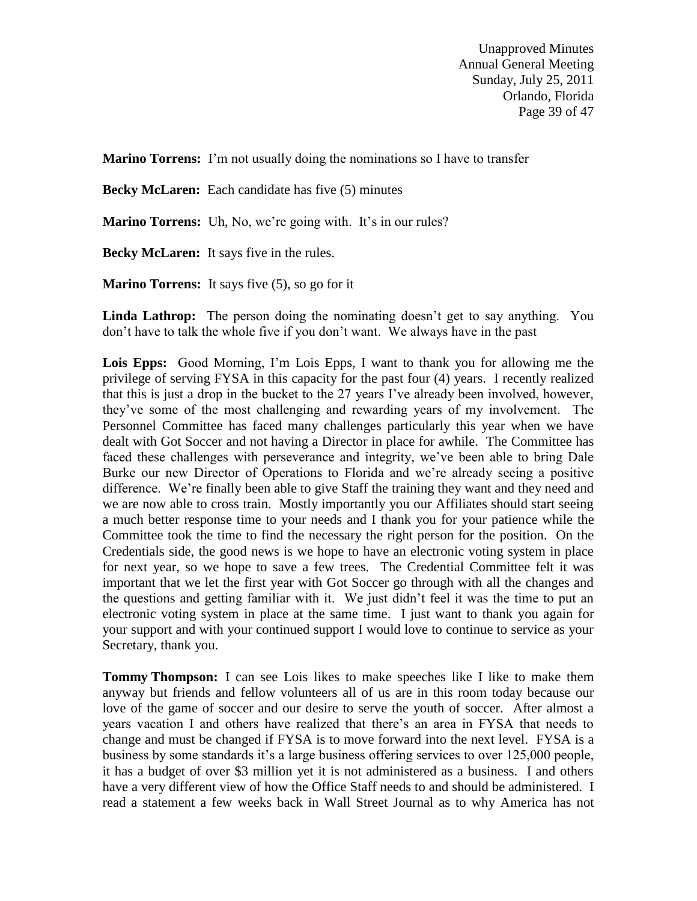**Marino Torrens:** I'm not usually doing the nominations so I have to transfer

**Becky McLaren:** Each candidate has five (5) minutes

**Marino Torrens:** Uh, No, we're going with. It's in our rules?

**Becky McLaren:** It says five in the rules.

**Marino Torrens:** It says five (5), so go for it

**Linda Lathrop:** The person doing the nominating doesn't get to say anything. You don't have to talk the whole five if you don't want. We always have in the past

**Lois Epps:** Good Morning, I'm Lois Epps, I want to thank you for allowing me the privilege of serving FYSA in this capacity for the past four (4) years. I recently realized that this is just a drop in the bucket to the 27 years I've already been involved, however, they've some of the most challenging and rewarding years of my involvement. The Personnel Committee has faced many challenges particularly this year when we have dealt with Got Soccer and not having a Director in place for awhile. The Committee has faced these challenges with perseverance and integrity, we've been able to bring Dale Burke our new Director of Operations to Florida and we're already seeing a positive difference. We're finally been able to give Staff the training they want and they need and we are now able to cross train. Mostly importantly you our Affiliates should start seeing a much better response time to your needs and I thank you for your patience while the Committee took the time to find the necessary the right person for the position. On the Credentials side, the good news is we hope to have an electronic voting system in place for next year, so we hope to save a few trees. The Credential Committee felt it was important that we let the first year with Got Soccer go through with all the changes and the questions and getting familiar with it. We just didn't feel it was the time to put an electronic voting system in place at the same time. I just want to thank you again for your support and with your continued support I would love to continue to service as your Secretary, thank you.

**Tommy Thompson:** I can see Lois likes to make speeches like I like to make them anyway but friends and fellow volunteers all of us are in this room today because our love of the game of soccer and our desire to serve the youth of soccer. After almost a years vacation I and others have realized that there's an area in FYSA that needs to change and must be changed if FYSA is to move forward into the next level. FYSA is a business by some standards it's a large business offering services to over 125,000 people, it has a budget of over $3 million yet it is not administered as a business. I and others have a very different view of how the Office Staff needs to and should be administered. I read a statement a few weeks back in Wall Street Journal as to why America has not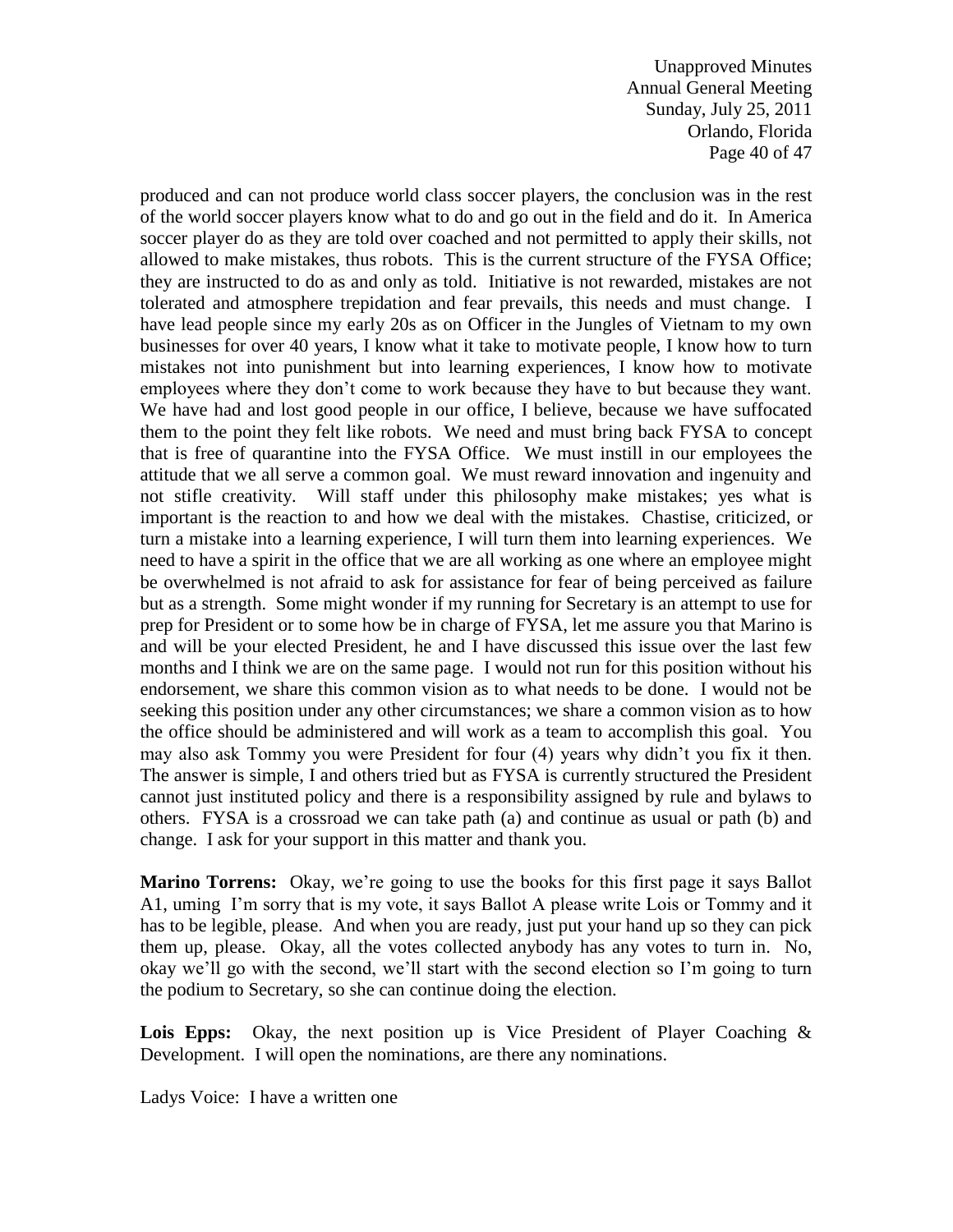produced and can not produce world class soccer players, the conclusion was in the rest of the world soccer players know what to do and go out in the field and do it. In America soccer player do as they are told over coached and not permitted to apply their skills, not allowed to make mistakes, thus robots. This is the current structure of the FYSA Office; they are instructed to do as and only as told. Initiative is not rewarded, mistakes are not tolerated and atmosphere trepidation and fear prevails, this needs and must change. I have lead people since my early 20s as on Officer in the Jungles of Vietnam to my own businesses for over 40 years, I know what it take to motivate people, I know how to turn mistakes not into punishment but into learning experiences, I know how to motivate employees where they don't come to work because they have to but because they want. We have had and lost good people in our office, I believe, because we have suffocated them to the point they felt like robots. We need and must bring back FYSA to concept that is free of quarantine into the FYSA Office. We must instill in our employees the attitude that we all serve a common goal. We must reward innovation and ingenuity and not stifle creativity. Will staff under this philosophy make mistakes; yes what is important is the reaction to and how we deal with the mistakes. Chastise, criticized, or turn a mistake into a learning experience, I will turn them into learning experiences. We need to have a spirit in the office that we are all working as one where an employee might be overwhelmed is not afraid to ask for assistance for fear of being perceived as failure but as a strength. Some might wonder if my running for Secretary is an attempt to use for prep for President or to some how be in charge of FYSA, let me assure you that Marino is and will be your elected President, he and I have discussed this issue over the last few months and I think we are on the same page. I would not run for this position without his endorsement, we share this common vision as to what needs to be done. I would not be seeking this position under any other circumstances; we share a common vision as to how the office should be administered and will work as a team to accomplish this goal. You may also ask Tommy you were President for four (4) years why didn't you fix it then. The answer is simple, I and others tried but as FYSA is currently structured the President cannot just instituted policy and there is a responsibility assigned by rule and bylaws to others. FYSA is a crossroad we can take path (a) and continue as usual or path (b) and change. I ask for your support in this matter and thank you.

**Marino Torrens:** Okay, we're going to use the books for this first page it says Ballot A1, uming I'm sorry that is my vote, it says Ballot A please write Lois or Tommy and it has to be legible, please. And when you are ready, just put your hand up so they can pick them up, please. Okay, all the votes collected anybody has any votes to turn in. No, okay we'll go with the second, we'll start with the second election so I'm going to turn the podium to Secretary, so she can continue doing the election.

**Lois Epps:** Okay, the next position up is Vice President of Player Coaching & Development. I will open the nominations, are there any nominations.

Ladys Voice: I have a written one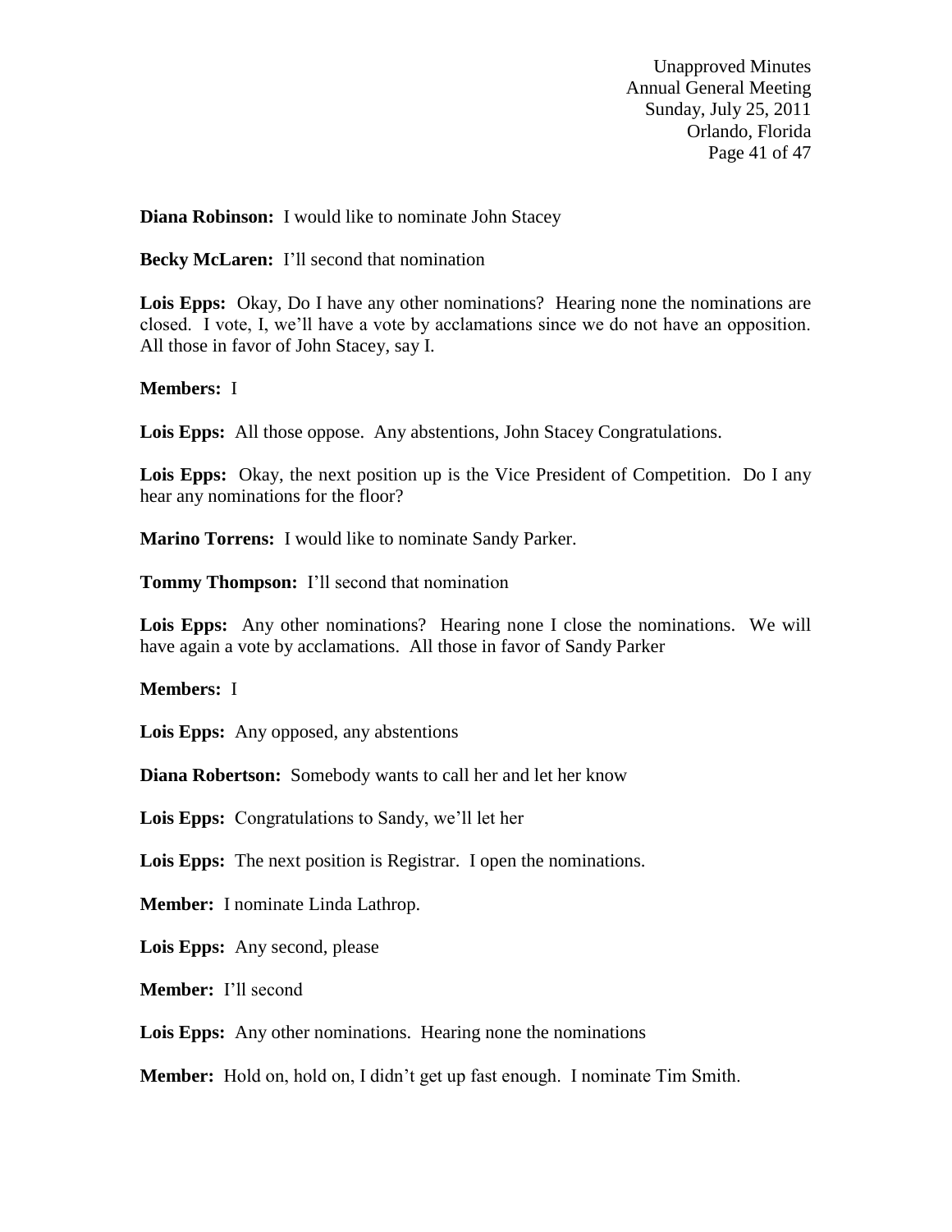**Diana Robinson:** I would like to nominate John Stacey

**Becky McLaren:** I'll second that nomination

**Lois Epps:** Okay, Do I have any other nominations? Hearing none the nominations are closed. I vote, I, we'll have a vote by acclamations since we do not have an opposition. All those in favor of John Stacey, say I.

**Members:** I

**Lois Epps:** All those oppose. Any abstentions, John Stacey Congratulations.

**Lois Epps:** Okay, the next position up is the Vice President of Competition. Do I any hear any nominations for the floor?

**Marino Torrens:** I would like to nominate Sandy Parker.

**Tommy Thompson:** I'll second that nomination

**Lois Epps:** Any other nominations? Hearing none I close the nominations. We will have again a vote by acclamations. All those in favor of Sandy Parker

**Members:** I

**Lois Epps:** Any opposed, any abstentions

**Diana Robertson:** Somebody wants to call her and let her know

**Lois Epps:** Congratulations to Sandy, we'll let her

**Lois Epps:** The next position is Registrar. I open the nominations.

**Member:** I nominate Linda Lathrop.

**Lois Epps:** Any second, please

**Member:** I'll second

**Lois Epps:** Any other nominations. Hearing none the nominations

**Member:** Hold on, hold on, I didn't get up fast enough. I nominate Tim Smith.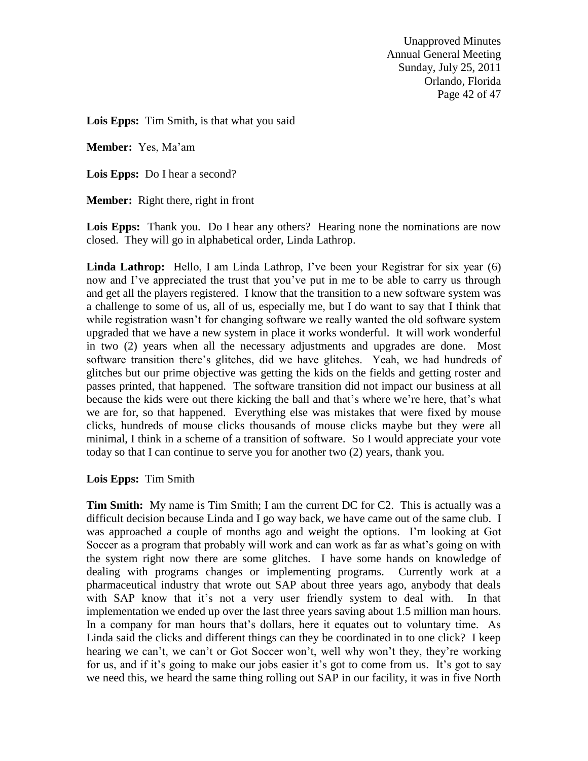**Lois Epps:** Tim Smith, is that what you said

**Member:** Yes, Ma'am

**Lois Epps:** Do I hear a second?

**Member:** Right there, right in front

**Lois Epps:** Thank you. Do I hear any others? Hearing none the nominations are now closed. They will go in alphabetical order, Linda Lathrop.

**Linda Lathrop:** Hello, I am Linda Lathrop, I've been your Registrar for six year (6) now and I've appreciated the trust that you've put in me to be able to carry us through and get all the players registered. I know that the transition to a new software system was a challenge to some of us, all of us, especially me, but I do want to say that I think that while registration wasn't for changing software we really wanted the old software system upgraded that we have a new system in place it works wonderful. It will work wonderful in two (2) years when all the necessary adjustments and upgrades are done. Most software transition there's glitches, did we have glitches. Yeah, we had hundreds of glitches but our prime objective was getting the kids on the fields and getting roster and passes printed, that happened. The software transition did not impact our business at all because the kids were out there kicking the ball and that's where we're here, that's what we are for, so that happened. Everything else was mistakes that were fixed by mouse clicks, hundreds of mouse clicks thousands of mouse clicks maybe but they were all minimal, I think in a scheme of a transition of software. So I would appreciate your vote today so that I can continue to serve you for another two (2) years, thank you.

**Lois Epps:** Tim Smith

**Tim Smith:** My name is Tim Smith; I am the current DC for C2. This is actually was a difficult decision because Linda and I go way back, we have came out of the same club. I was approached a couple of months ago and weight the options. I'm looking at Got Soccer as a program that probably will work and can work as far as what's going on with the system right now there are some glitches. I have some hands on knowledge of dealing with programs changes or implementing programs. Currently work at a pharmaceutical industry that wrote out SAP about three years ago, anybody that deals with SAP know that it's not a very user friendly system to deal with. In that implementation we ended up over the last three years saving about 1.5 million man hours. In a company for man hours that's dollars, here it equates out to voluntary time. As Linda said the clicks and different things can they be coordinated in to one click? I keep hearing we can't, we can't or Got Soccer won't, well why won't they, they're working for us, and if it's going to make our jobs easier it's got to come from us. It's got to say we need this, we heard the same thing rolling out SAP in our facility, it was in five North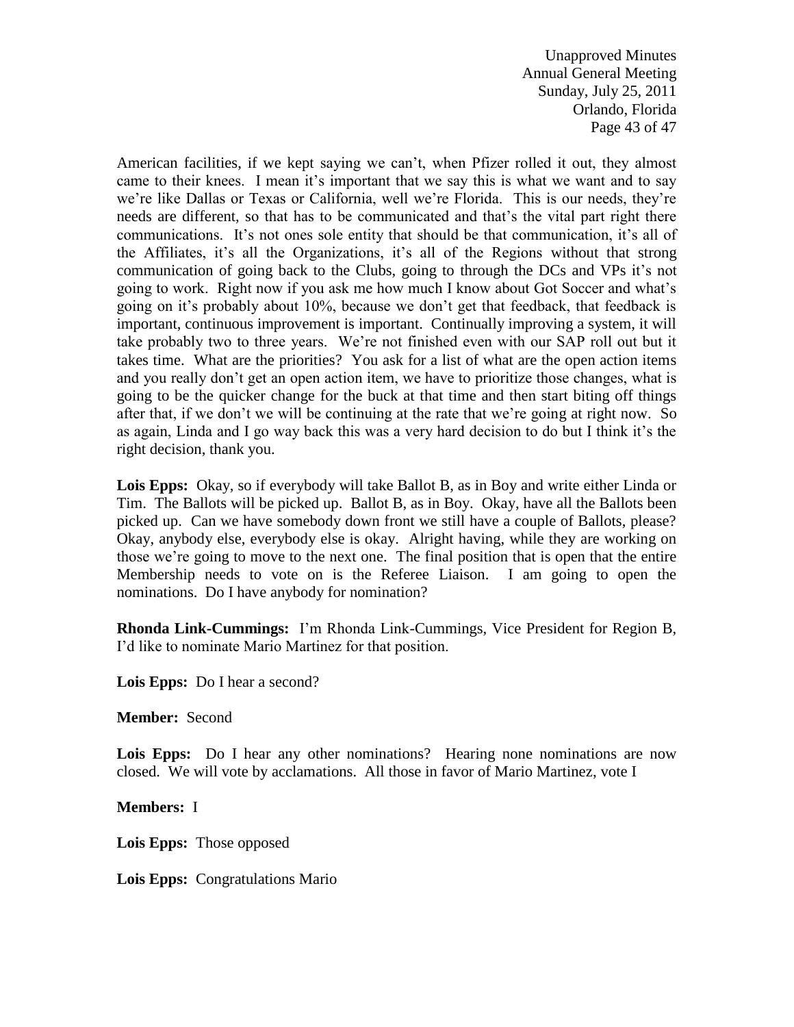American facilities, if we kept saying we can't, when Pfizer rolled it out, they almost came to their knees. I mean it's important that we say this is what we want and to say we're like Dallas or Texas or California, well we're Florida. This is our needs, they're needs are different, so that has to be communicated and that's the vital part right there communications. It's not ones sole entity that should be that communication, it's all of the Affiliates, it's all the Organizations, it's all of the Regions without that strong communication of going back to the Clubs, going to through the DCs and VPs it's not going to work. Right now if you ask me how much I know about Got Soccer and what's going on it's probably about 10%, because we don't get that feedback, that feedback is important, continuous improvement is important. Continually improving a system, it will take probably two to three years. We're not finished even with our SAP roll out but it takes time. What are the priorities? You ask for a list of what are the open action items and you really don't get an open action item, we have to prioritize those changes, what is going to be the quicker change for the buck at that time and then start biting off things after that, if we don't we will be continuing at the rate that we're going at right now. So as again, Linda and I go way back this was a very hard decision to do but I think it's the right decision, thank you.

**Lois Epps:** Okay, so if everybody will take Ballot B, as in Boy and write either Linda or Tim. The Ballots will be picked up. Ballot B, as in Boy. Okay, have all the Ballots been picked up. Can we have somebody down front we still have a couple of Ballots, please? Okay, anybody else, everybody else is okay. Alright having, while they are working on those we're going to move to the next one. The final position that is open that the entire Membership needs to vote on is the Referee Liaison. I am going to open the nominations. Do I have anybody for nomination?

**Rhonda Link-Cummings:** I'm Rhonda Link-Cummings, Vice President for Region B, I'd like to nominate Mario Martinez for that position.

**Lois Epps:** Do I hear a second?

**Member:** Second

**Lois Epps:** Do I hear any other nominations? Hearing none nominations are now closed. We will vote by acclamations. All those in favor of Mario Martinez, vote I

**Members:** I

**Lois Epps:** Those opposed

**Lois Epps:** Congratulations Mario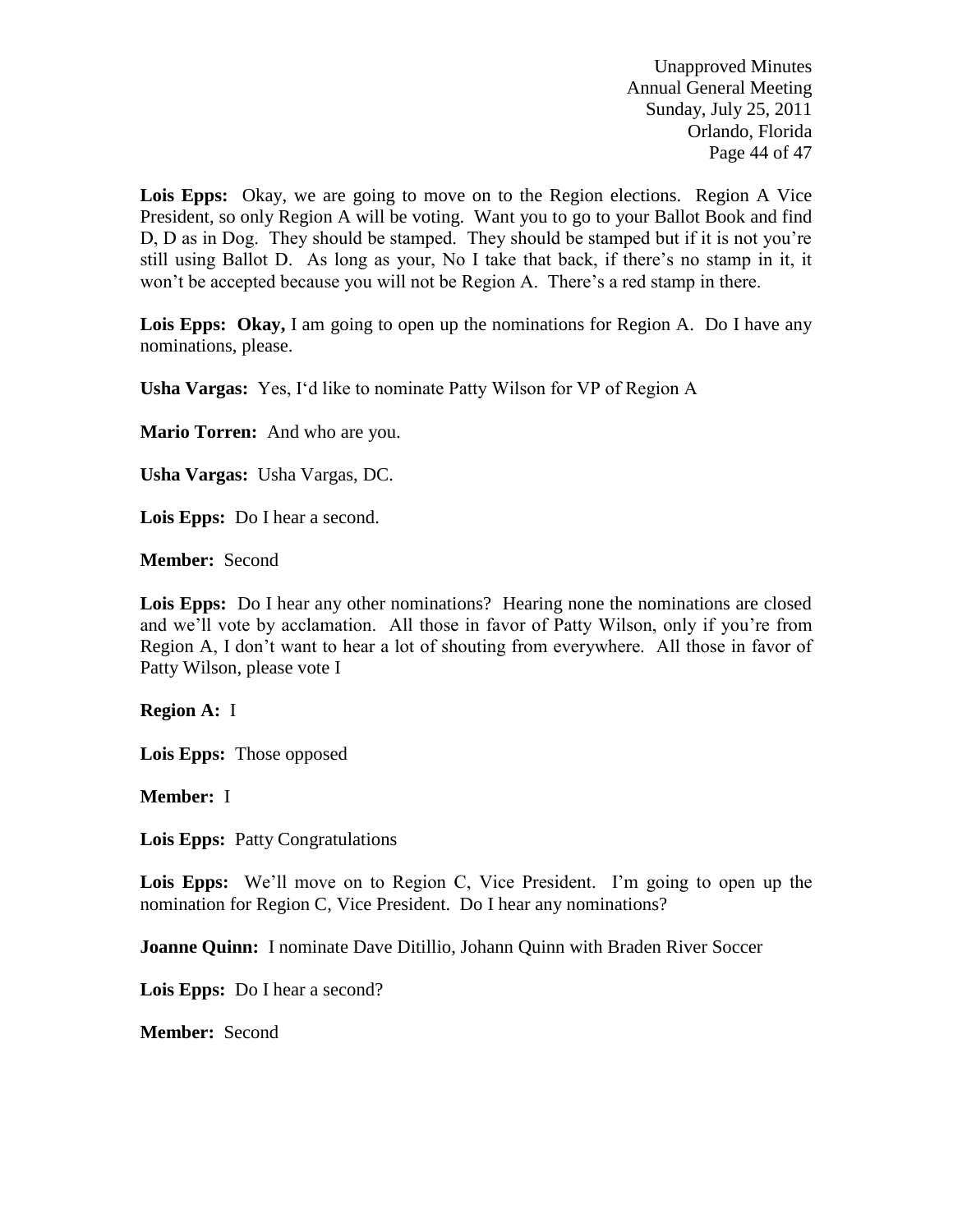**Lois Epps:** Okay, we are going to move on to the Region elections. Region A Vice President, so only Region A will be voting. Want you to go to your Ballot Book and find D, D as in Dog. They should be stamped. They should be stamped but if it is not you're still using Ballot D. As long as your, No I take that back, if there's no stamp in it, it won't be accepted because you will not be Region A. There's a red stamp in there.

**Lois Epps: Okay,** I am going to open up the nominations for Region A. Do I have any nominations, please.

**Usha Vargas:** Yes, I'd like to nominate Patty Wilson for VP of Region A

**Mario Torren:** And who are you.

**Usha Vargas:** Usha Vargas, DC.

**Lois Epps:** Do I hear a second.

**Member:** Second

**Lois Epps:** Do I hear any other nominations? Hearing none the nominations are closed and we'll vote by acclamation. All those in favor of Patty Wilson, only if you're from Region A, I don't want to hear a lot of shouting from everywhere. All those in favor of Patty Wilson, please vote I

**Region A:** I

**Lois Epps:** Those opposed

**Member:** I

**Lois Epps:** Patty Congratulations

**Lois Epps:** We'll move on to Region C, Vice President. I'm going to open up the nomination for Region C, Vice President. Do I hear any nominations?

**Joanne Quinn:** I nominate Dave Ditillio, Johann Quinn with Braden River Soccer

**Lois Epps:** Do I hear a second?

**Member:** Second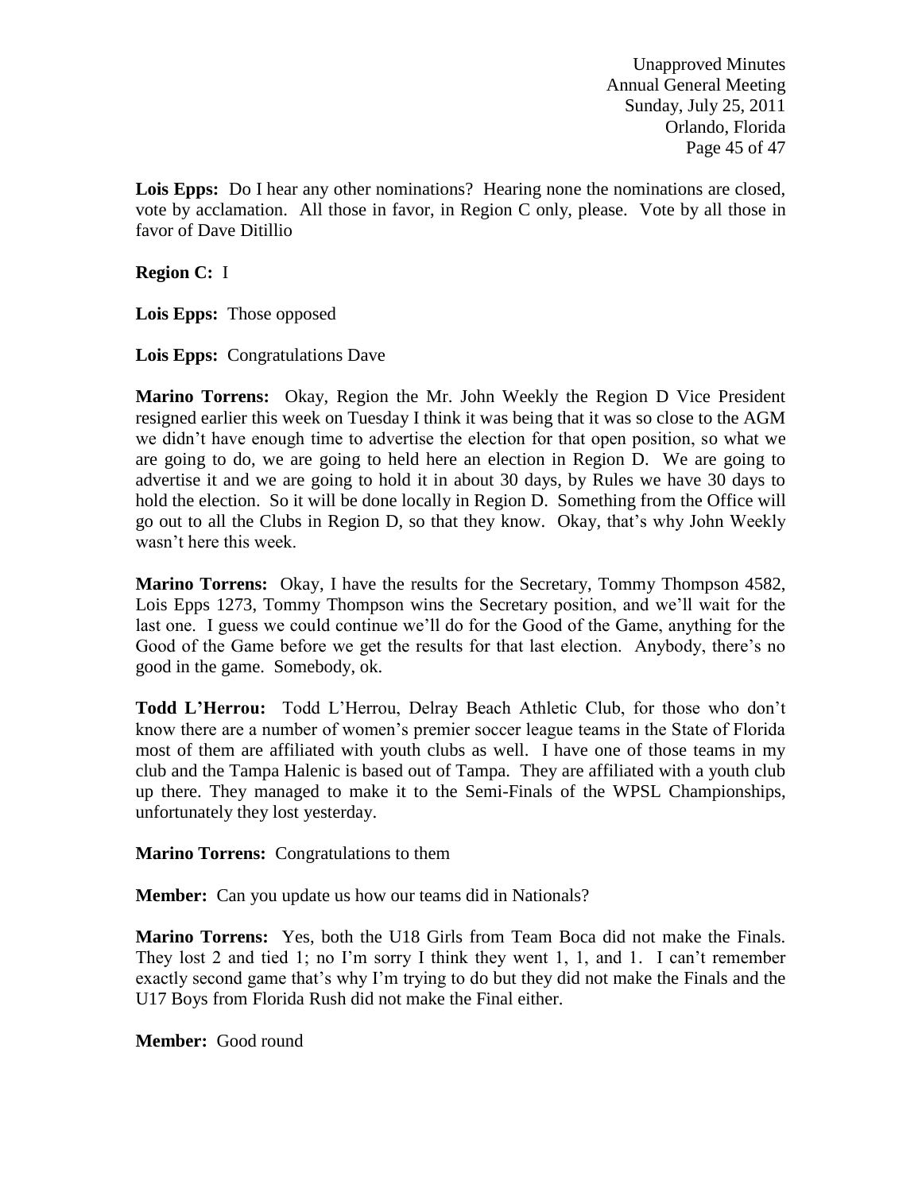**Lois Epps:** Do I hear any other nominations? Hearing none the nominations are closed, vote by acclamation. All those in favor, in Region C only, please. Vote by all those in favor of Dave Ditillio

**Region C:** I

**Lois Epps:** Those opposed

**Lois Epps:** Congratulations Dave

**Marino Torrens:** Okay, Region the Mr. John Weekly the Region D Vice President resigned earlier this week on Tuesday I think it was being that it was so close to the AGM we didn't have enough time to advertise the election for that open position, so what we are going to do, we are going to held here an election in Region D. We are going to advertise it and we are going to hold it in about 30 days, by Rules we have 30 days to hold the election. So it will be done locally in Region D. Something from the Office will go out to all the Clubs in Region D, so that they know. Okay, that's why John Weekly wasn't here this week.

**Marino Torrens:** Okay, I have the results for the Secretary, Tommy Thompson 4582, Lois Epps 1273, Tommy Thompson wins the Secretary position, and we'll wait for the last one. I guess we could continue we'll do for the Good of the Game, anything for the Good of the Game before we get the results for that last election. Anybody, there's no good in the game. Somebody, ok.

**Todd L'Herrou:** Todd L'Herrou, Delray Beach Athletic Club, for those who don't know there are a number of women's premier soccer league teams in the State of Florida most of them are affiliated with youth clubs as well. I have one of those teams in my club and the Tampa Halenic is based out of Tampa. They are affiliated with a youth club up there. They managed to make it to the Semi-Finals of the WPSL Championships, unfortunately they lost yesterday.

**Marino Torrens:** Congratulations to them

**Member:** Can you update us how our teams did in Nationals?

**Marino Torrens:** Yes, both the U18 Girls from Team Boca did not make the Finals. They lost 2 and tied 1; no I'm sorry I think they went 1, 1, and 1. I can't remember exactly second game that's why I'm trying to do but they did not make the Finals and the U17 Boys from Florida Rush did not make the Final either.

**Member:** Good round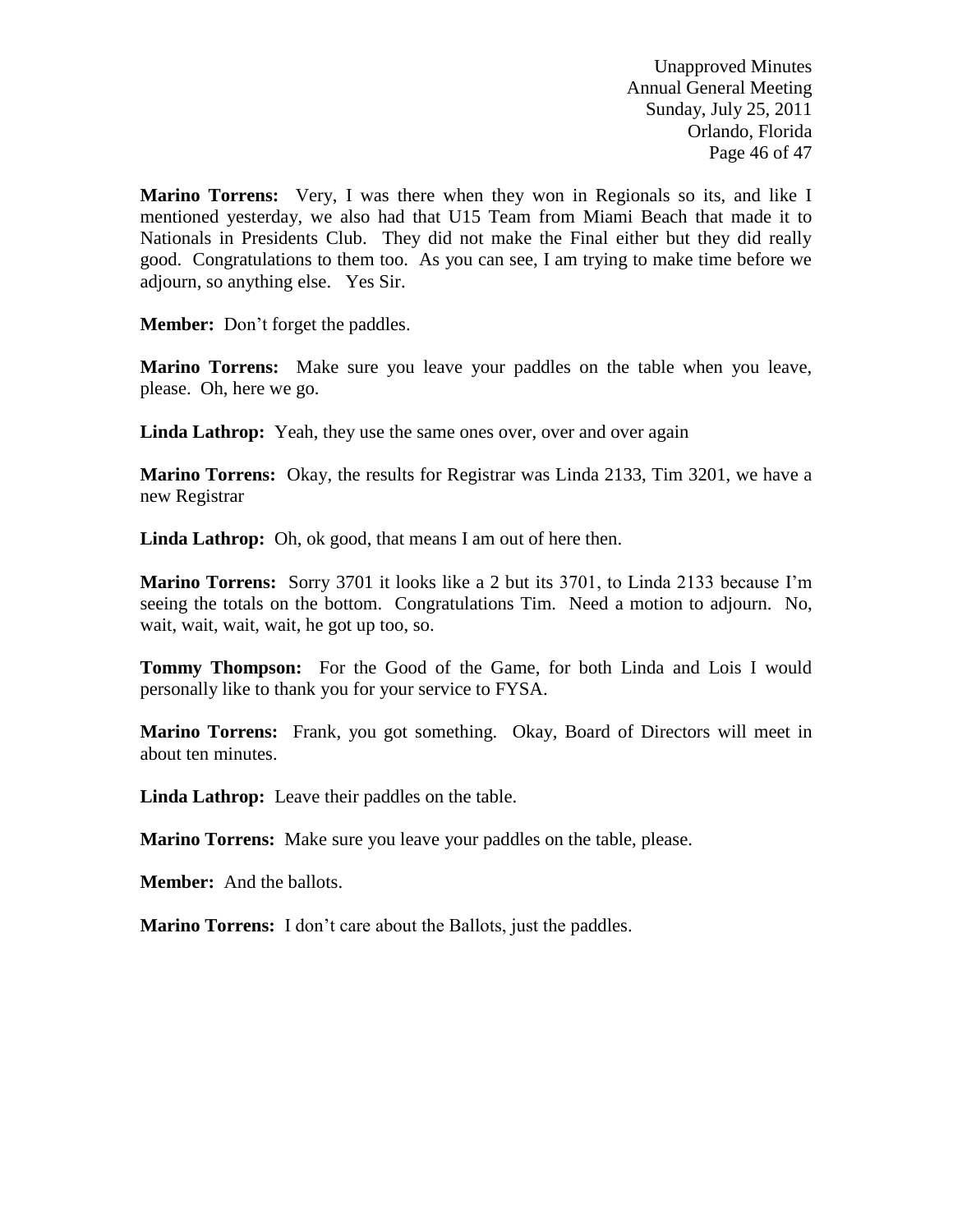**Marino Torrens:** Very, I was there when they won in Regionals so its, and like I mentioned yesterday, we also had that U15 Team from Miami Beach that made it to Nationals in Presidents Club. They did not make the Final either but they did really good. Congratulations to them too. As you can see, I am trying to make time before we adjourn, so anything else. Yes Sir.

**Member:** Don't forget the paddles.

**Marino Torrens:** Make sure you leave your paddles on the table when you leave, please. Oh, here we go.

**Linda Lathrop:** Yeah, they use the same ones over, over and over again

**Marino Torrens:** Okay, the results for Registrar was Linda 2133, Tim 3201, we have a new Registrar

**Linda Lathrop:** Oh, ok good, that means I am out of here then.

**Marino Torrens:** Sorry 3701 it looks like a 2 but its 3701, to Linda 2133 because I'm seeing the totals on the bottom. Congratulations Tim. Need a motion to adjourn. No, wait, wait, wait, wait, he got up too, so.

**Tommy Thompson:** For the Good of the Game, for both Linda and Lois I would personally like to thank you for your service to FYSA.

**Marino Torrens:** Frank, you got something. Okay, Board of Directors will meet in about ten minutes.

**Linda Lathrop:** Leave their paddles on the table.

**Marino Torrens:** Make sure you leave your paddles on the table, please.

**Member:** And the ballots.

**Marino Torrens:** I don't care about the Ballots, just the paddles.